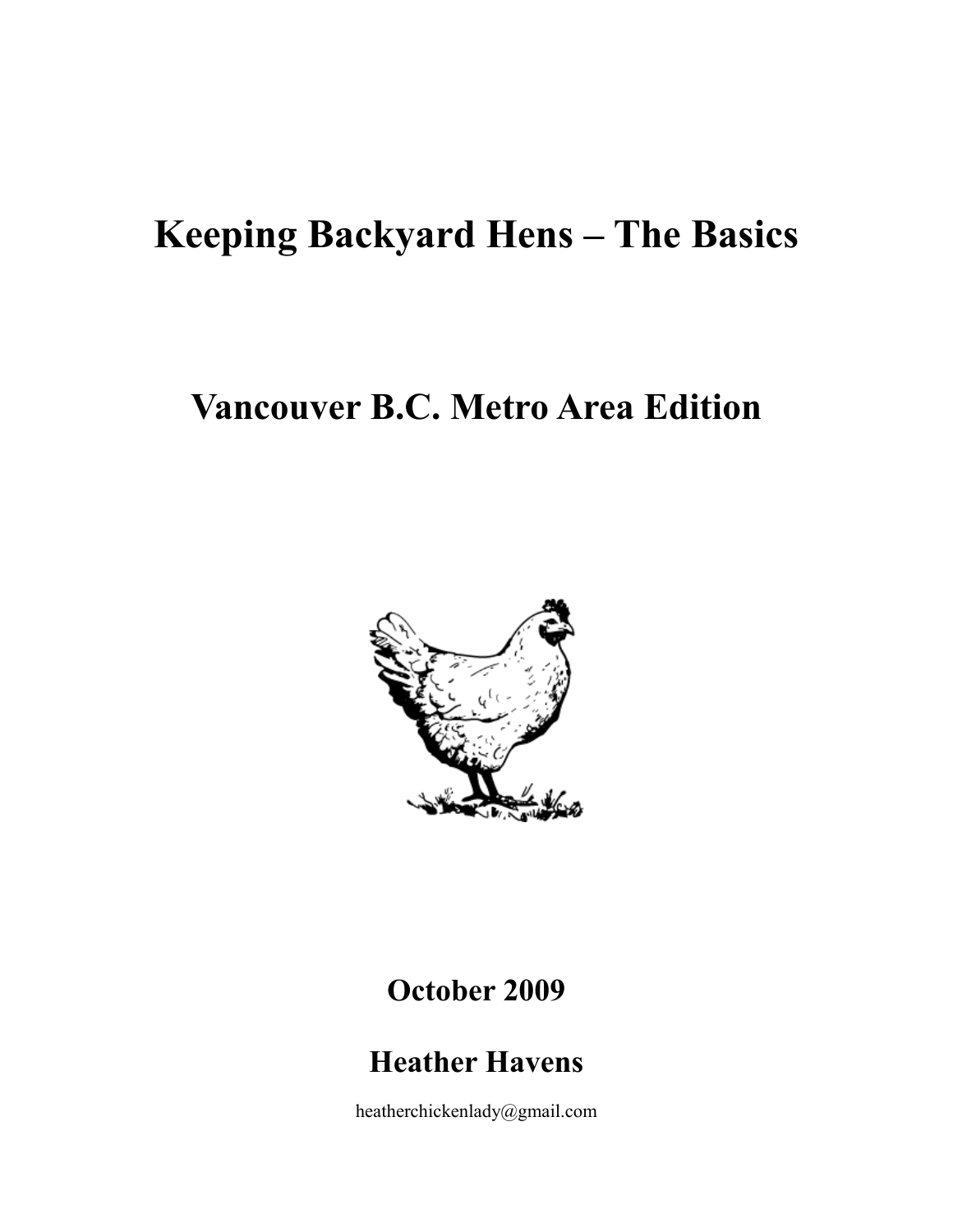# Keeping Backyard Hens – The Basics

## Vancouver B.C. Metro Area Edition

**October 2009**

**Heather Havens**

heatherchickenlady@gmail.com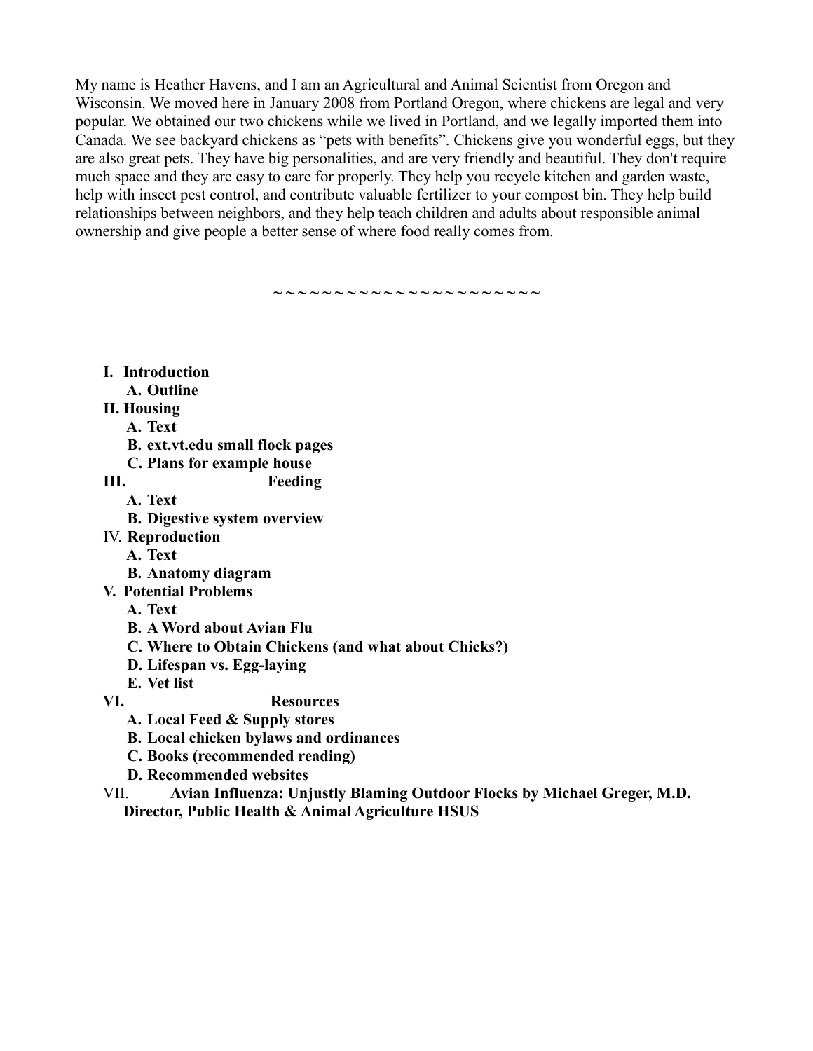My name is Heather Havens, and I am an Agricultural and Animal Scientist from Oregon and Wisconsin. We moved here in January 2008 from Portland Oregon, where chickens are legal and very popular. We obtained our two chickens while we lived in Portland, and we legally imported them into Canada. We see backyard chickens as "pets with benefits". Chickens give you wonderful eggs, but they are also great pets. They have big personalities, and are very friendly and beautiful. They don't require much space and they are easy to care for properly. They help you recycle kitchen and garden waste, help with insect pest control, and contribute valuable fertilizer to your compost bin. They help build relationships between neighbors, and they help teach children and adults about responsible animal ownership and give people a better sense of where food really comes from.

~~~~~~~~~~~~~~~~~~~~~~

- **I. Introduction**
  - **A. Outline**
- **II. Housing**
  - **A. Text**
  - **B. ext.vt.edu small flock pages**
  - **C. Plans for example house**
- **III. Feeding**
  - **A. Text**
  - **B. Digestive system overview**
- IV. **Reproduction**
  - **A. Text**
  - **B. Anatomy diagram**
- **V. Potential Problems**
  - **A. Text**
  - **B. A Word about Avian Flu**
  - **C. Where to Obtain Chickens (and what about Chicks?)**
  - **D. Lifespan vs. Egg-laying**
  - **E. Vet list**
- **VI. Resources**
  - **A. Local Feed & Supply stores**
  - **B. Local chicken bylaws and ordinances**
  - **C. Books (recommended reading)**
  - **D. Recommended websites**
- VII. **Avian Influenza: Unjustly Blaming Outdoor Flocks by Michael Greger, M.D. Director, Public Health & Animal Agriculture HSUS**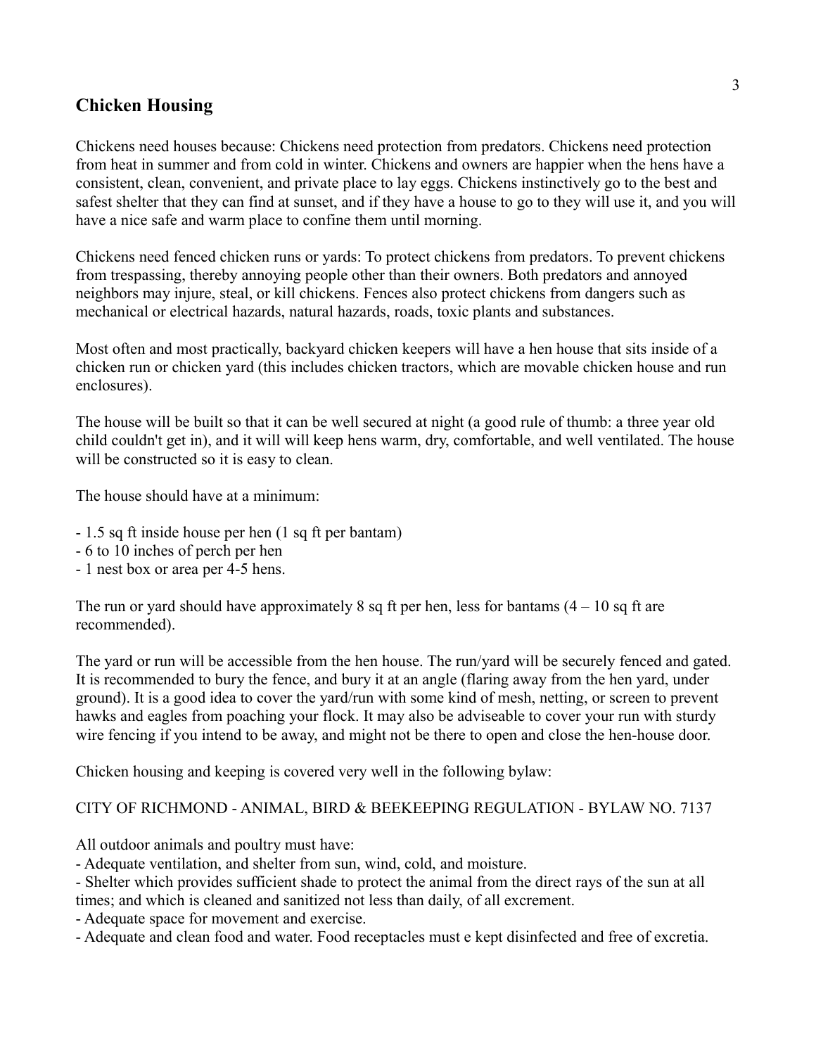## Chicken Housing

Chickens need houses because: Chickens need protection from predators. Chickens need protection from heat in summer and from cold in winter. Chickens and owners are happier when the hens have a consistent, clean, convenient, and private place to lay eggs. Chickens instinctively go to the best and safest shelter that they can find at sunset, and if they have a house to go to they will use it, and you will have a nice safe and warm place to confine them until morning.

Chickens need fenced chicken runs or yards: To protect chickens from predators. To prevent chickens from trespassing, thereby annoying people other than their owners. Both predators and annoyed neighbors may injure, steal, or kill chickens. Fences also protect chickens from dangers such as mechanical or electrical hazards, natural hazards, roads, toxic plants and substances.

Most often and most practically, backyard chicken keepers will have a hen house that sits inside of a chicken run or chicken yard (this includes chicken tractors, which are movable chicken house and run enclosures).

The house will be built so that it can be well secured at night (a good rule of thumb: a three year old child couldn't get in), and it will will keep hens warm, dry, comfortable, and well ventilated. The house will be constructed so it is easy to clean.

The house should have at a minimum:

- 1.5 sq ft inside house per hen (1 sq ft per bantam)
- 6 to 10 inches of perch per hen
- 1 nest box or area per 4-5 hens.

The run or yard should have approximately 8 sq ft per hen, less for bantams (4 – 10 sq ft are recommended).

The yard or run will be accessible from the hen house. The run/yard will be securely fenced and gated. It is recommended to bury the fence, and bury it at an angle (flaring away from the hen yard, under ground). It is a good idea to cover the yard/run with some kind of mesh, netting, or screen to prevent hawks and eagles from poaching your flock. It may also be adviseable to cover your run with sturdy wire fencing if you intend to be away, and might not be there to open and close the hen-house door.

Chicken housing and keeping is covered very well in the following bylaw:

CITY OF RICHMOND - ANIMAL, BIRD & BEEKEEPING REGULATION - BYLAW NO. 7137

All outdoor animals and poultry must have:

- Adequate ventilation, and shelter from sun, wind, cold, and moisture.
- Shelter which provides sufficient shade to protect the animal from the direct rays of the sun at all times; and which is cleaned and sanitized not less than daily, of all excrement.
- Adequate space for movement and exercise.
- Adequate and clean food and water. Food receptacles must e kept disinfected and free of excretia.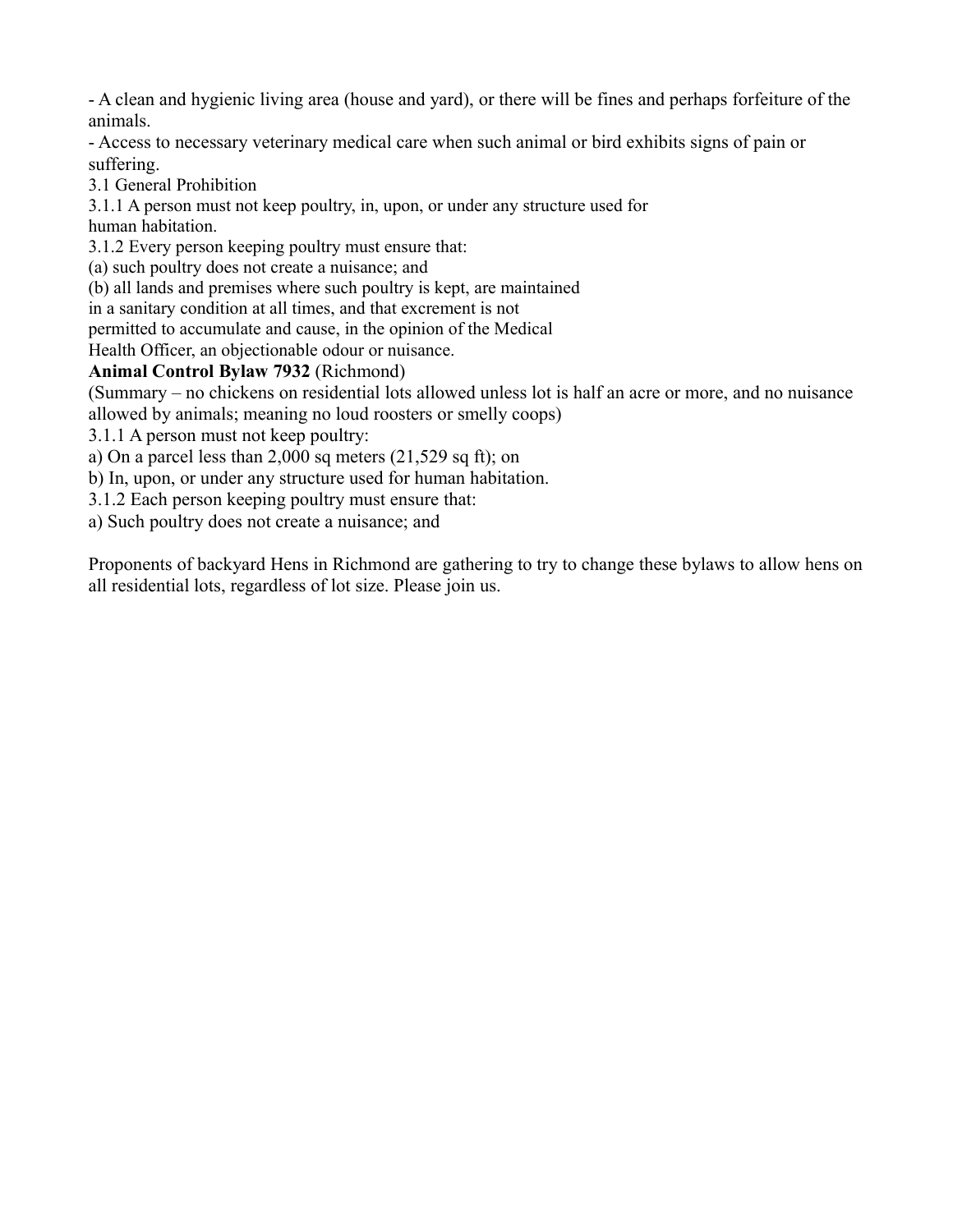- A clean and hygienic living area (house and yard), or there will be fines and perhaps forfeiture of the animals.
- Access to necessary veterinary medical care when such animal or bird exhibits signs of pain or suffering.

3.1 General Prohibition

3.1.1 A person must not keep poultry, in, upon, or under any structure used for human habitation.

3.1.2 Every person keeping poultry must ensure that:

(a) such poultry does not create a nuisance; and

(b) all lands and premises where such poultry is kept, are maintained in a sanitary condition at all times, and that excrement is not permitted to accumulate and cause, in the opinion of the Medical Health Officer, an objectionable odour or nuisance.

**Animal Control Bylaw 7932** (Richmond)

(Summary – no chickens on residential lots allowed unless lot is half an acre or more, and no nuisance allowed by animals; meaning no loud roosters or smelly coops)

3.1.1 A person must not keep poultry:

a) On a parcel less than 2,000 sq meters (21,529 sq ft); on

b) In, upon, or under any structure used for human habitation.

3.1.2 Each person keeping poultry must ensure that:

a) Such poultry does not create a nuisance; and

Proponents of backyard Hens in Richmond are gathering to try to change these bylaws to allow hens on all residential lots, regardless of lot size. Please join us.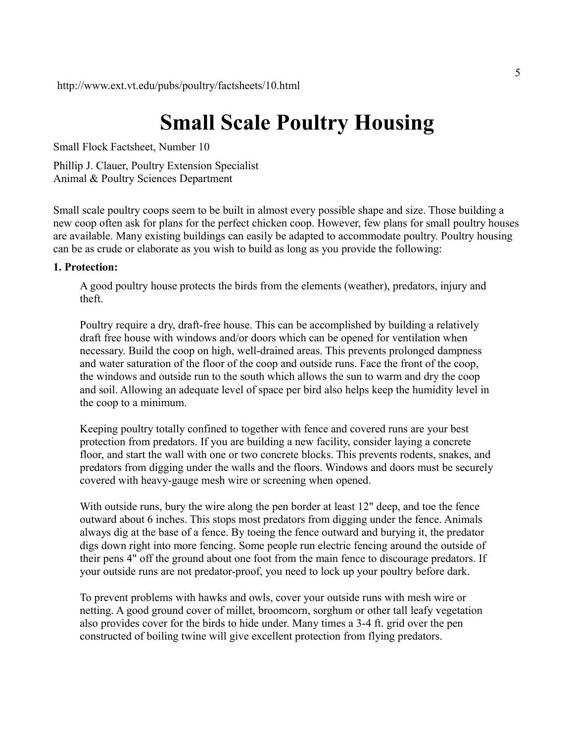http://www.ext.vt.edu/pubs/poultry/factsheets/10.html

# Small Scale Poultry Housing

Small Flock Factsheet, Number 10

Phillip J. Clauer, Poultry Extension Specialist
Animal & Poultry Sciences Department

Small scale poultry coops seem to be built in almost every possible shape and size. Those building a new coop often ask for plans for the perfect chicken coop. However, few plans for small poultry houses are available. Many existing buildings can easily be adapted to accommodate poultry. Poultry housing can be as crude or elaborate as you wish to build as long as you provide the following:

**1. Protection:**

A good poultry house protects the birds from the elements (weather), predators, injury and theft.

Poultry require a dry, draft-free house. This can be accomplished by building a relatively draft free house with windows and/or doors which can be opened for ventilation when necessary. Build the coop on high, well-drained areas. This prevents prolonged dampness and water saturation of the floor of the coop and outside runs. Face the front of the coop, the windows and outside run to the south which allows the sun to warm and dry the coop and soil. Allowing an adequate level of space per bird also helps keep the humidity level in the coop to a minimum.

Keeping poultry totally confined to together with fence and covered runs are your best protection from predators. If you are building a new facility, consider laying a concrete floor, and start the wall with one or two concrete blocks. This prevents rodents, snakes, and predators from digging under the walls and the floors. Windows and doors must be securely covered with heavy-gauge mesh wire or screening when opened.

With outside runs, bury the wire along the pen border at least 12" deep, and toe the fence outward about 6 inches. This stops most predators from digging under the fence. Animals always dig at the base of a fence. By toeing the fence outward and burying it, the predator digs down right into more fencing. Some people run electric fencing around the outside of their pens 4" off the ground about one foot from the main fence to discourage predators. If your outside runs are not predator-proof, you need to lock up your poultry before dark.

To prevent problems with hawks and owls, cover your outside runs with mesh wire or netting. A good ground cover of millet, broomcorn, sorghum or other tall leafy vegetation also provides cover for the birds to hide under. Many times a 3-4 ft. grid over the pen constructed of boiling twine will give excellent protection from flying predators.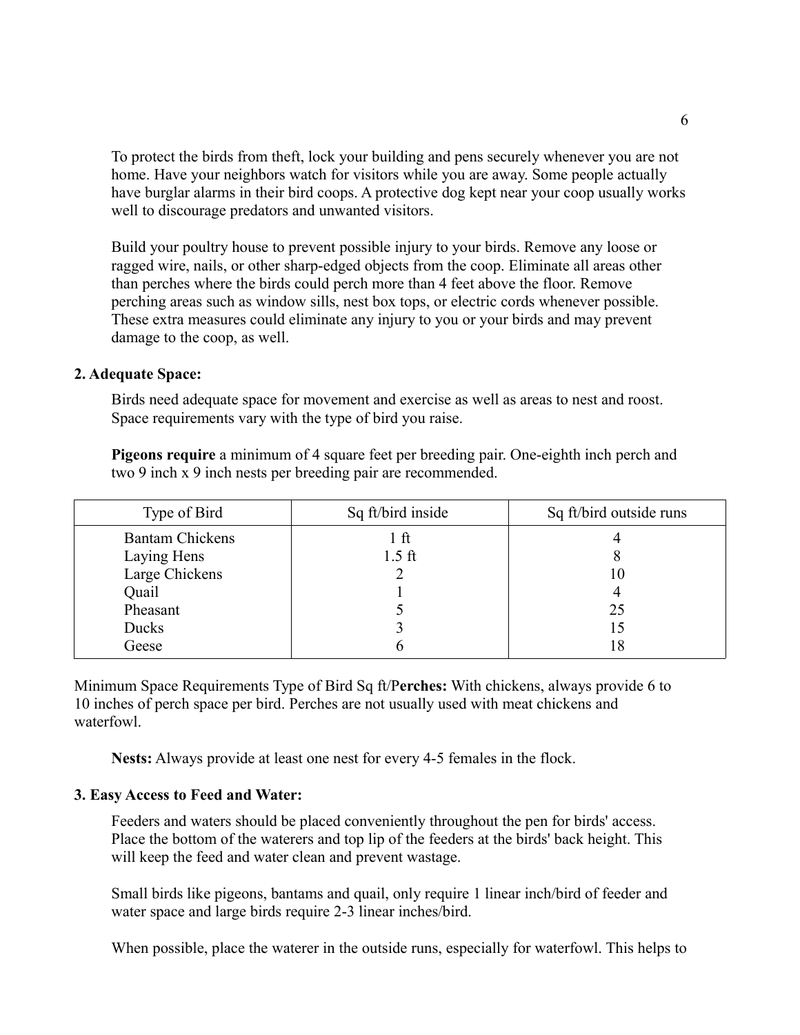To protect the birds from theft, lock your building and pens securely whenever you are not home. Have your neighbors watch for visitors while you are away. Some people actually have burglar alarms in their bird coops. A protective dog kept near your coop usually works well to discourage predators and unwanted visitors.

Build your poultry house to prevent possible injury to your birds. Remove any loose or ragged wire, nails, or other sharp-edged objects from the coop. Eliminate all areas other than perches where the birds could perch more than 4 feet above the floor. Remove perching areas such as window sills, nest box tops, or electric cords whenever possible. These extra measures could eliminate any injury to you or your birds and may prevent damage to the coop, as well.

**2. Adequate Space:**

Birds need adequate space for movement and exercise as well as areas to nest and roost. Space requirements vary with the type of bird you raise.

**Pigeons require** a minimum of 4 square feet per breeding pair. One-eighth inch perch and two 9 inch x 9 inch nests per breeding pair are recommended.

| Type of Bird | Sq ft/bird inside | Sq ft/bird outside runs |
|---|---|---|
| Bantam Chickens | 1 ft | 4 |
| Laying Hens | 1.5 ft | 8 |
| Large Chickens | 2 | 10 |
| Quail | 1 | 4 |
| Pheasant | 5 | 25 |
| Ducks | 3 | 15 |
| Geese | 6 | 18 |

Minimum Space Requirements Type of Bird Sq ft/P**erches:** With chickens, always provide 6 to 10 inches of perch space per bird. Perches are not usually used with meat chickens and waterfowl.

**Nests:** Always provide at least one nest for every 4-5 females in the flock.

**3. Easy Access to Feed and Water:**

Feeders and waters should be placed conveniently throughout the pen for birds' access. Place the bottom of the waterers and top lip of the feeders at the birds' back height. This will keep the feed and water clean and prevent wastage.

Small birds like pigeons, bantams and quail, only require 1 linear inch/bird of feeder and water space and large birds require 2-3 linear inches/bird.

When possible, place the waterer in the outside runs, especially for waterfowl. This helps to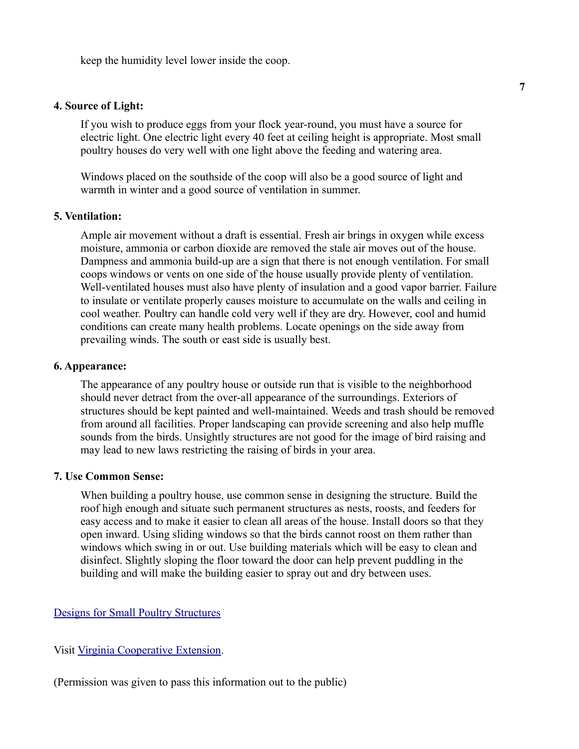keep the humidity level lower inside the coop.

**4. Source of Light:**

If you wish to produce eggs from your flock year-round, you must have a source for electric light. One electric light every 40 feet at ceiling height is appropriate. Most small poultry houses do very well with one light above the feeding and watering area.

Windows placed on the southside of the coop will also be a good source of light and warmth in winter and a good source of ventilation in summer.

**5. Ventilation:**

Ample air movement without a draft is essential. Fresh air brings in oxygen while excess moisture, ammonia or carbon dioxide are removed the stale air moves out of the house. Dampness and ammonia build-up are a sign that there is not enough ventilation. For small coops windows or vents on one side of the house usually provide plenty of ventilation. Well-ventilated houses must also have plenty of insulation and a good vapor barrier. Failure to insulate or ventilate properly causes moisture to accumulate on the walls and ceiling in cool weather. Poultry can handle cold very well if they are dry. However, cool and humid conditions can create many health problems. Locate openings on the side away from prevailing winds. The south or east side is usually best.

**6. Appearance:**

The appearance of any poultry house or outside run that is visible to the neighborhood should never detract from the over-all appearance of the surroundings. Exteriors of structures should be kept painted and well-maintained. Weeds and trash should be removed from around all facilities. Proper landscaping can provide screening and also help muffle sounds from the birds. Unsightly structures are not good for the image of bird raising and may lead to new laws restricting the raising of birds in your area.

**7. Use Common Sense:**

When building a poultry house, use common sense in designing the structure. Build the roof high enough and situate such permanent structures as nests, roosts, and feeders for easy access and to make it easier to clean all areas of the house. Install doors so that they open inward. Using sliding windows so that the birds cannot roost on them rather than windows which swing in or out. Use building materials which will be easy to clean and disinfect. Slightly sloping the floor toward the door can help prevent puddling in the building and will make the building easier to spray out and dry between uses.

Designs for Small Poultry Structures

Visit Virginia Cooperative Extension.

(Permission was given to pass this information out to the public)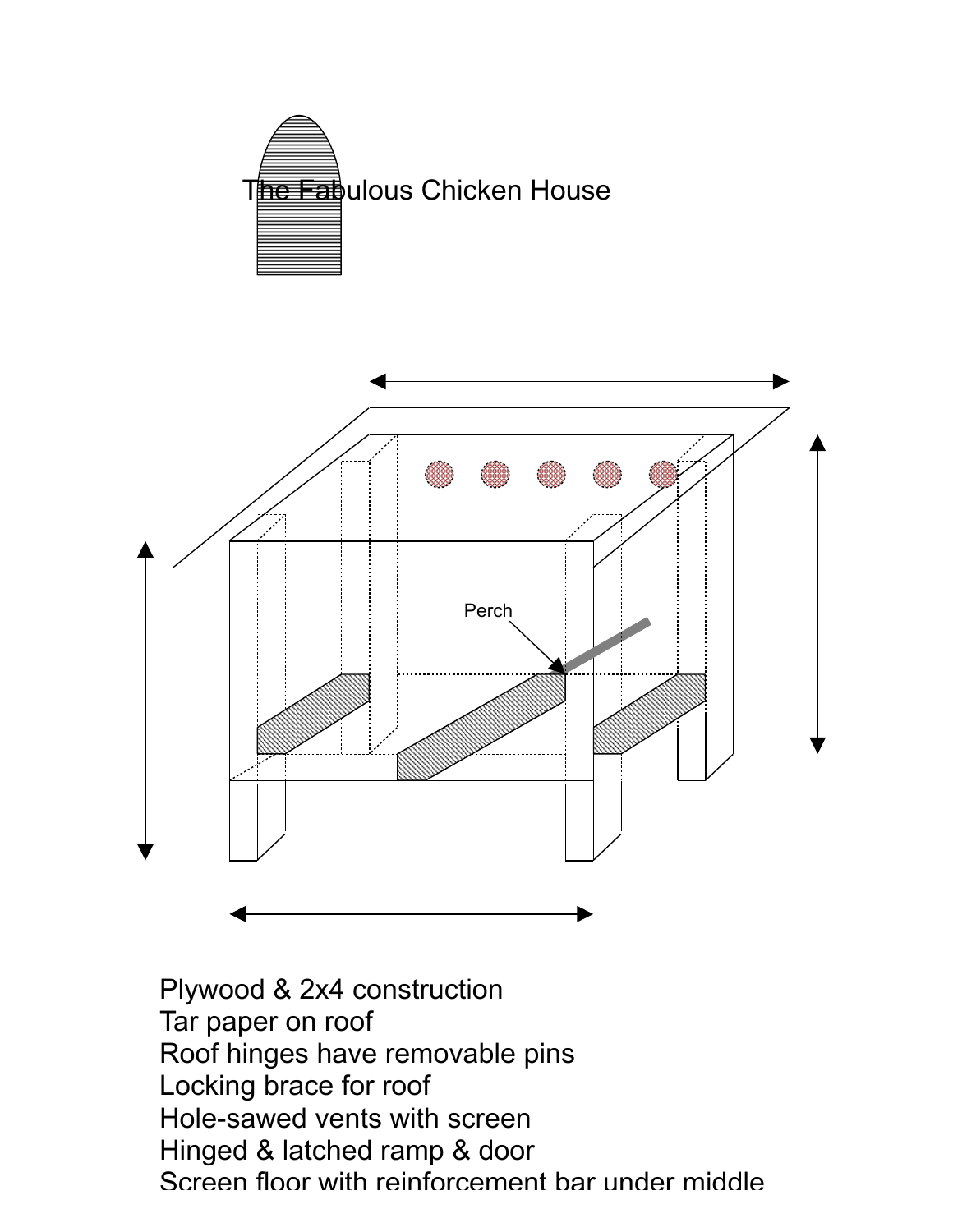# The Fabulous Chicken House

Perch

Plywood & 2x4 construction
Tar paper on roof
Roof hinges have removable pins
Locking brace for roof
Hole-sawed vents with screen
Hinged & latched ramp & door
Screen floor with reinforcement bar under middle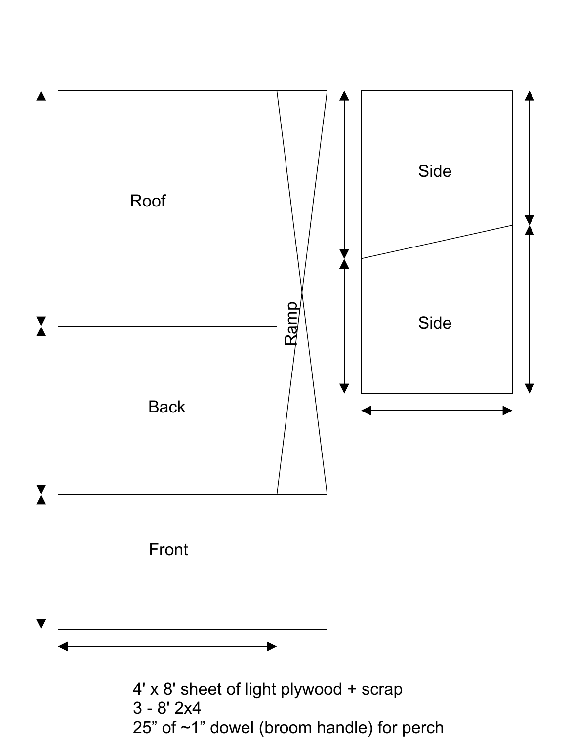Roof

Back

Front

Ramp

Side

Side

4' x 8' sheet of light plywood + scrap
3 - 8' 2x4
25” of ~1” dowel (broom handle) for perch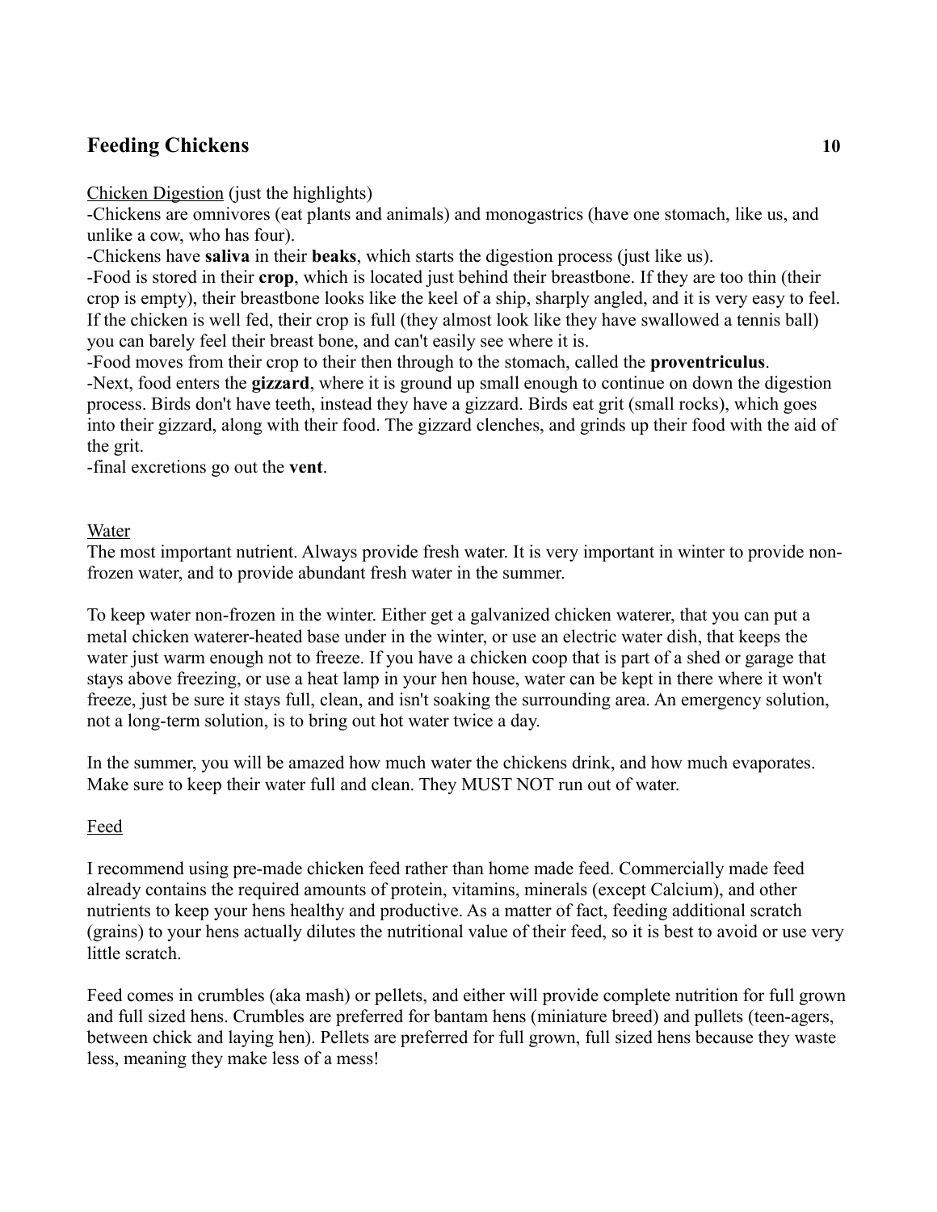## Feeding Chickens

<u>Chicken Digestion</u> (just the highlights)

-Chickens are omnivores (eat plants and animals) and monogastrics (have one stomach, like us, and unlike a cow, who has four).

-Chickens have **saliva** in their **beaks**, which starts the digestion process (just like us).

-Food is stored in their **crop**, which is located just behind their breastbone. If they are too thin (their crop is empty), their breastbone looks like the keel of a ship, sharply angled, and it is very easy to feel. If the chicken is well fed, their crop is full (they almost look like they have swallowed a tennis ball) you can barely feel their breast bone, and can't easily see where it is.

-Food moves from their crop to their then through to the stomach, called the **proventriculus**.

-Next, food enters the **gizzard**, where it is ground up small enough to continue on down the digestion process. Birds don't have teeth, instead they have a gizzard. Birds eat grit (small rocks), which goes into their gizzard, along with their food. The gizzard clenches, and grinds up their food with the aid of the grit.

-final excretions go out the **vent**.

<u>Water</u>

The most important nutrient. Always provide fresh water. It is very important in winter to provide non-frozen water, and to provide abundant fresh water in the summer.

To keep water non-frozen in the winter. Either get a galvanized chicken waterer, that you can put a metal chicken waterer-heated base under in the winter, or use an electric water dish, that keeps the water just warm enough not to freeze. If you have a chicken coop that is part of a shed or garage that stays above freezing, or use a heat lamp in your hen house, water can be kept in there where it won't freeze, just be sure it stays full, clean, and isn't soaking the surrounding area. An emergency solution, not a long-term solution, is to bring out hot water twice a day.

In the summer, you will be amazed how much water the chickens drink, and how much evaporates. Make sure to keep their water full and clean. They MUST NOT run out of water.

<u>Feed</u>

I recommend using pre-made chicken feed rather than home made feed. Commercially made feed already contains the required amounts of protein, vitamins, minerals (except Calcium), and other nutrients to keep your hens healthy and productive. As a matter of fact, feeding additional scratch (grains) to your hens actually dilutes the nutritional value of their feed, so it is best to avoid or use very little scratch.

Feed comes in crumbles (aka mash) or pellets, and either will provide complete nutrition for full grown and full sized hens. Crumbles are preferred for bantam hens (miniature breed) and pullets (teen-agers, between chick and laying hen). Pellets are preferred for full grown, full sized hens because they waste less, meaning they make less of a mess!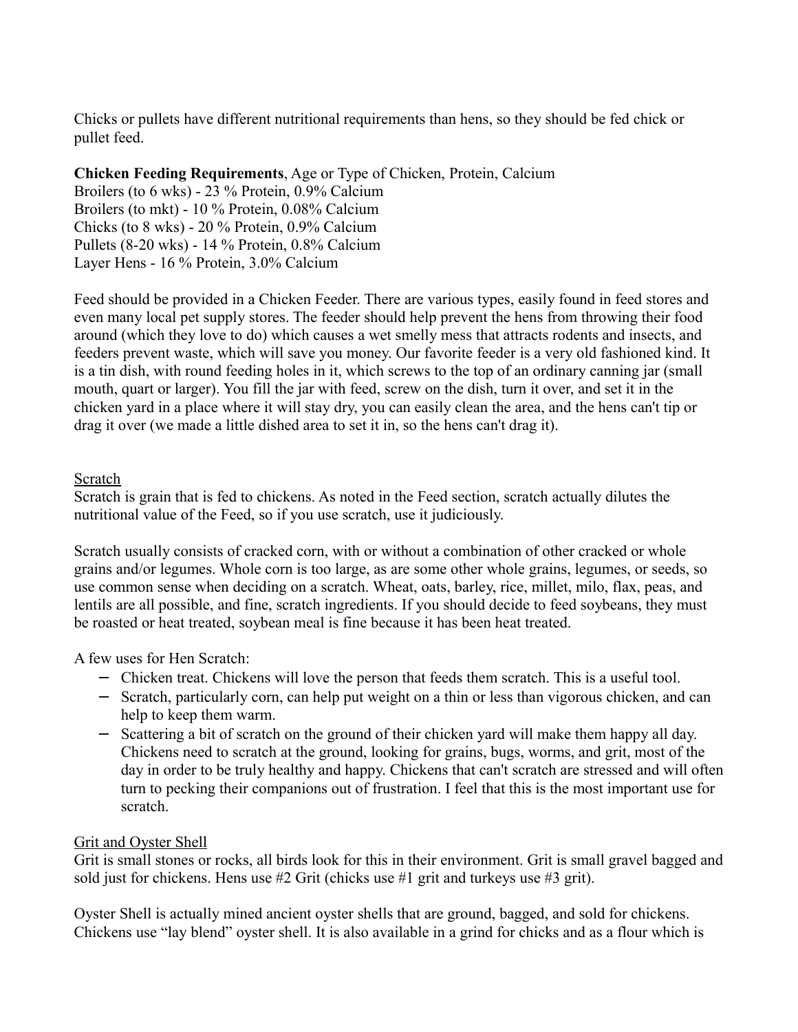Chicks or pullets have different nutritional requirements than hens, so they should be fed chick or pullet feed.

**Chicken Feeding Requirements**, Age or Type of Chicken, Protein, Calcium
Broilers (to 6 wks) - 23 % Protein, 0.9% Calcium
Broilers (to mkt) - 10 % Protein, 0.08% Calcium
Chicks (to 8 wks) - 20 % Protein, 0.9% Calcium
Pullets (8-20 wks) - 14 % Protein, 0.8% Calcium
Layer Hens - 16 % Protein, 3.0% Calcium

Feed should be provided in a Chicken Feeder. There are various types, easily found in feed stores and even many local pet supply stores. The feeder should help prevent the hens from throwing their food around (which they love to do) which causes a wet smelly mess that attracts rodents and insects, and feeders prevent waste, which will save you money. Our favorite feeder is a very old fashioned kind. It is a tin dish, with round feeding holes in it, which screws to the top of an ordinary canning jar (small mouth, quart or larger). You fill the jar with feed, screw on the dish, turn it over, and set it in the chicken yard in a place where it will stay dry, you can easily clean the area, and the hens can't tip or drag it over (we made a little dished area to set it in, so the hens can't drag it).

<u>Scratch</u>

Scratch is grain that is fed to chickens. As noted in the Feed section, scratch actually dilutes the nutritional value of the Feed, so if you use scratch, use it judiciously.

Scratch usually consists of cracked corn, with or without a combination of other cracked or whole grains and/or legumes. Whole corn is too large, as are some other whole grains, legumes, or seeds, so use common sense when deciding on a scratch. Wheat, oats, barley, rice, millet, milo, flax, peas, and lentils are all possible, and fine, scratch ingredients. If you should decide to feed soybeans, they must be roasted or heat treated, soybean meal is fine because it has been heat treated.

A few uses for Hen Scratch:

- Chicken treat. Chickens will love the person that feeds them scratch. This is a useful tool.
- Scratch, particularly corn, can help put weight on a thin or less than vigorous chicken, and can help to keep them warm.
- Scattering a bit of scratch on the ground of their chicken yard will make them happy all day. Chickens need to scratch at the ground, looking for grains, bugs, worms, and grit, most of the day in order to be truly healthy and happy. Chickens that can't scratch are stressed and will often turn to pecking their companions out of frustration. I feel that this is the most important use for scratch.

<u>Grit and Oyster Shell</u>

Grit is small stones or rocks, all birds look for this in their environment. Grit is small gravel bagged and sold just for chickens. Hens use #2 Grit (chicks use #1 grit and turkeys use #3 grit).

Oyster Shell is actually mined ancient oyster shells that are ground, bagged, and sold for chickens. Chickens use "lay blend" oyster shell. It is also available in a grind for chicks and as a flour which is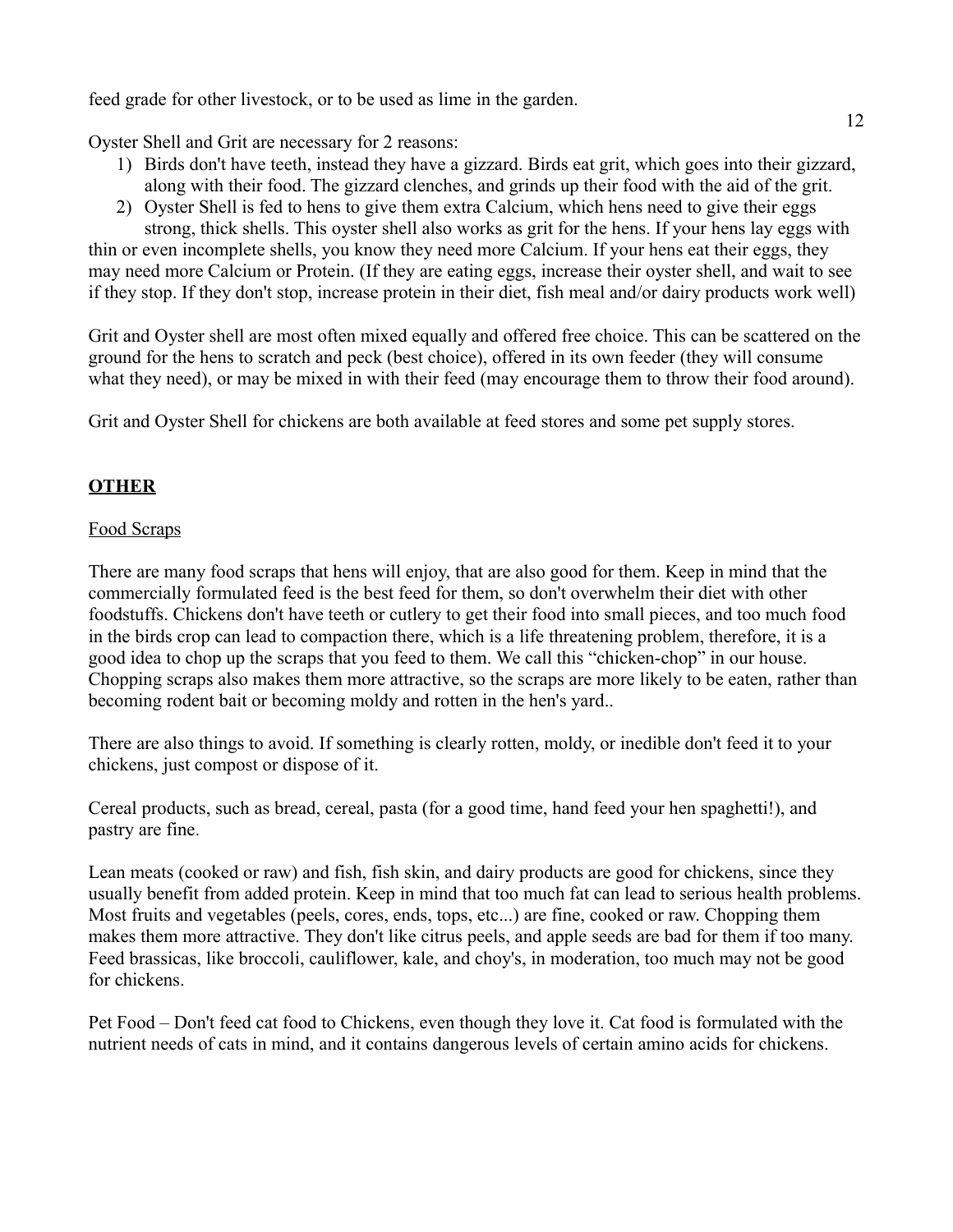feed grade for other livestock, or to be used as lime in the garden.

Oyster Shell and Grit are necessary for 2 reasons:

1) Birds don't have teeth, instead they have a gizzard. Birds eat grit, which goes into their gizzard, along with their food. The gizzard clenches, and grinds up their food with the aid of the grit.
2) Oyster Shell is fed to hens to give them extra Calcium, which hens need to give their eggs strong, thick shells. This oyster shell also works as grit for the hens. If your hens lay eggs with thin or even incomplete shells, you know they need more Calcium. If your hens eat their eggs, they may need more Calcium or Protein. (If they are eating eggs, increase their oyster shell, and wait to see if they stop. If they don't stop, increase protein in their diet, fish meal and/or dairy products work well)

Grit and Oyster shell are most often mixed equally and offered free choice. This can be scattered on the ground for the hens to scratch and peck (best choice), offered in its own feeder (they will consume what they need), or may be mixed in with their feed (may encourage them to throw their food around).

Grit and Oyster Shell for chickens are both available at feed stores and some pet supply stores.

## **OTHER**

### Food Scraps

There are many food scraps that hens will enjoy, that are also good for them. Keep in mind that the commercially formulated feed is the best feed for them, so don't overwhelm their diet with other foodstuffs. Chickens don't have teeth or cutlery to get their food into small pieces, and too much food in the birds crop can lead to compaction there, which is a life threatening problem, therefore, it is a good idea to chop up the scraps that you feed to them. We call this "chicken-chop" in our house. Chopping scraps also makes them more attractive, so the scraps are more likely to be eaten, rather than becoming rodent bait or becoming moldy and rotten in the hen's yard..

There are also things to avoid. If something is clearly rotten, moldy, or inedible don't feed it to your chickens, just compost or dispose of it.

Cereal products, such as bread, cereal, pasta (for a good time, hand feed your hen spaghetti!), and pastry are fine.

Lean meats (cooked or raw) and fish, fish skin, and dairy products are good for chickens, since they usually benefit from added protein. Keep in mind that too much fat can lead to serious health problems. Most fruits and vegetables (peels, cores, ends, tops, etc...) are fine, cooked or raw. Chopping them makes them more attractive. They don't like citrus peels, and apple seeds are bad for them if too many. Feed brassicas, like broccoli, cauliflower, kale, and choy's, in moderation, too much may not be good for chickens.

Pet Food – Don't feed cat food to Chickens, even though they love it. Cat food is formulated with the nutrient needs of cats in mind, and it contains dangerous levels of certain amino acids for chickens.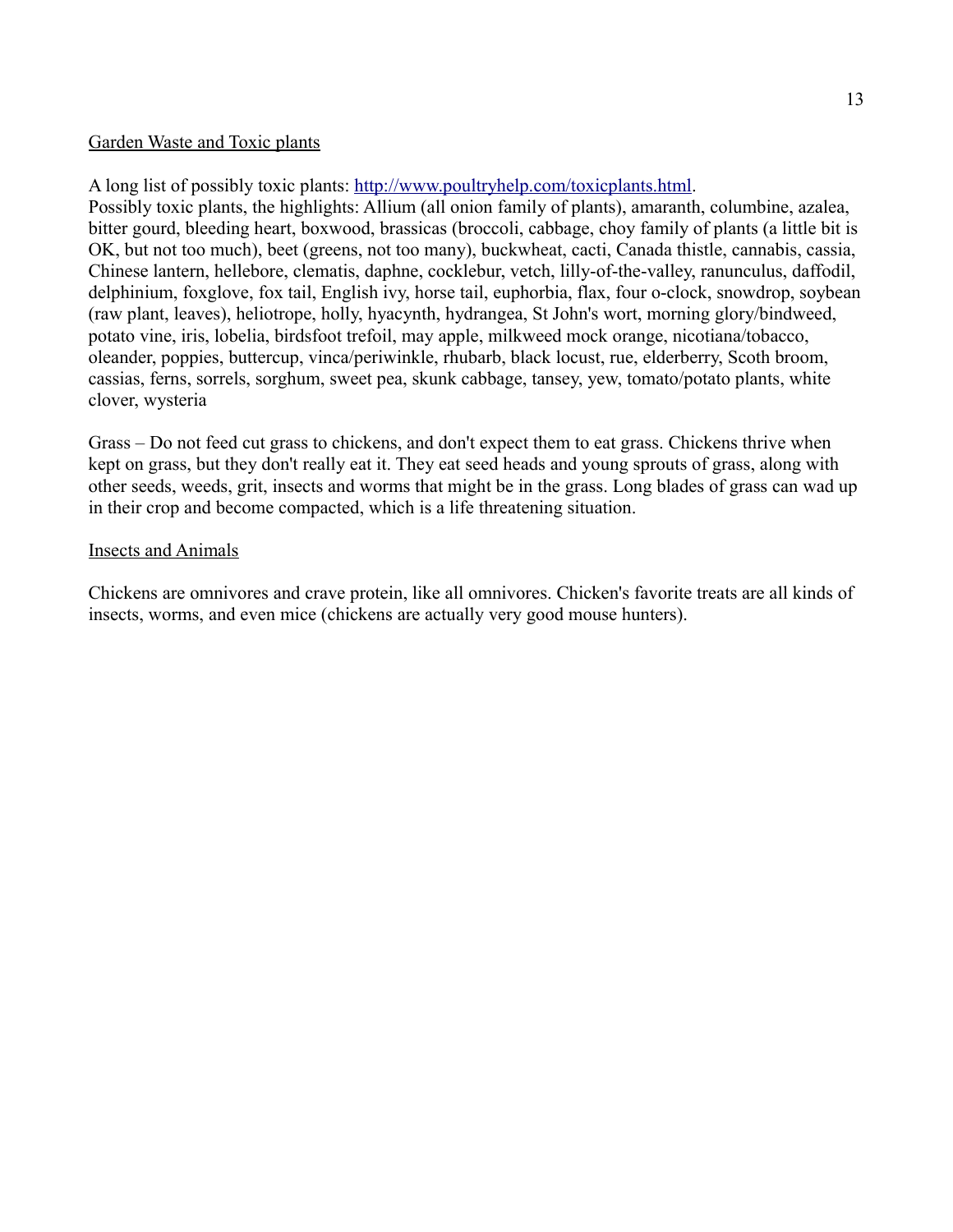<u>Garden Waste and Toxic plants</u>

A long list of possibly toxic plants: [http://www.poultryhelp.com/toxicplants.html](http://www.poultryhelp.com/toxicplants.html).
Possibly toxic plants, the highlights: Allium (all onion family of plants), amaranth, columbine, azalea, bitter gourd, bleeding heart, boxwood, brassicas (broccoli, cabbage, choy family of plants (a little bit is OK, but not too much), beet (greens, not too many), buckwheat, cacti, Canada thistle, cannabis, cassia, Chinese lantern, hellebore, clematis, daphne, cocklebur, vetch, lilly-of-the-valley, ranunculus, daffodil, delphinium, foxglove, fox tail, English ivy, horse tail, euphorbia, flax, four o-clock, snowdrop, soybean (raw plant, leaves), heliotrope, holly, hyacynth, hydrangea, St John's wort, morning glory/bindweed, potato vine, iris, lobelia, birdsfoot trefoil, may apple, milkweed mock orange, nicotiana/tobacco, oleander, poppies, buttercup, vinca/periwinkle, rhubarb, black locust, rue, elderberry, Scoth broom, cassias, ferns, sorrels, sorghum, sweet pea, skunk cabbage, tansey, yew, tomato/potato plants, white clover, wysteria

Grass – Do not feed cut grass to chickens, and don't expect them to eat grass. Chickens thrive when kept on grass, but they don't really eat it. They eat seed heads and young sprouts of grass, along with other seeds, weeds, grit, insects and worms that might be in the grass. Long blades of grass can wad up in their crop and become compacted, which is a life threatening situation.

<u>Insects and Animals</u>

Chickens are omnivores and crave protein, like all omnivores. Chicken's favorite treats are all kinds of insects, worms, and even mice (chickens are actually very good mouse hunters).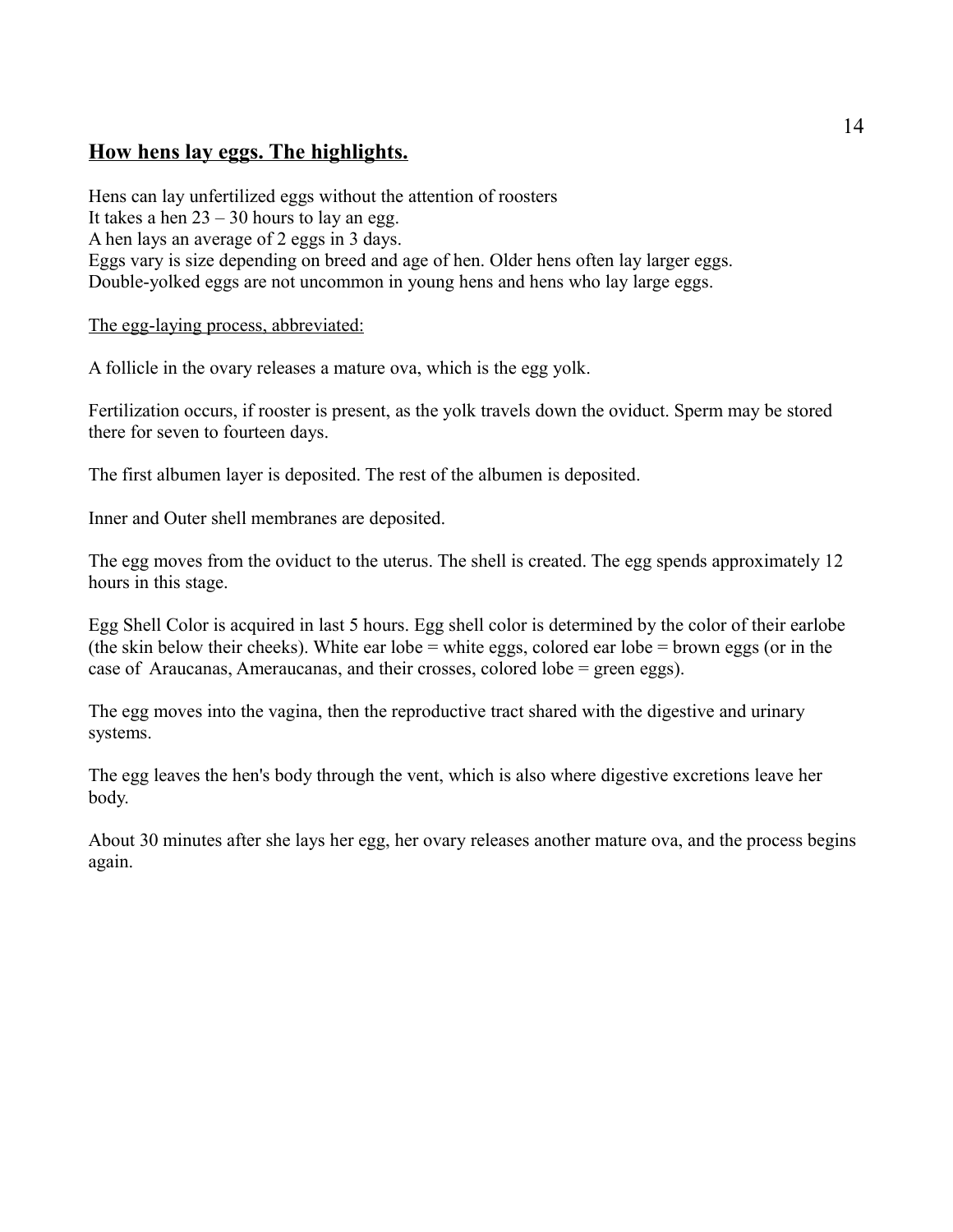## How hens lay eggs. The highlights.

Hens can lay unfertilized eggs without the attention of roosters
It takes a hen 23 – 30 hours to lay an egg.
A hen lays an average of 2 eggs in 3 days.
Eggs vary is size depending on breed and age of hen. Older hens often lay larger eggs.
Double-yolked eggs are not uncommon in young hens and hens who lay large eggs.

<u>The egg-laying process, abbreviated:</u>

A follicle in the ovary releases a mature ova, which is the egg yolk.

Fertilization occurs, if rooster is present, as the yolk travels down the oviduct. Sperm may be stored there for seven to fourteen days.

The first albumen layer is deposited. The rest of the albumen is deposited.

Inner and Outer shell membranes are deposited.

The egg moves from the oviduct to the uterus. The shell is created. The egg spends approximately 12 hours in this stage.

Egg Shell Color is acquired in last 5 hours. Egg shell color is determined by the color of their earlobe (the skin below their cheeks). White ear lobe = white eggs, colored ear lobe = brown eggs (or in the case of Araucanas, Ameraucanas, and their crosses, colored lobe = green eggs).

The egg moves into the vagina, then the reproductive tract shared with the digestive and urinary systems.

The egg leaves the hen's body through the vent, which is also where digestive excretions leave her body.

About 30 minutes after she lays her egg, her ovary releases another mature ova, and the process begins again.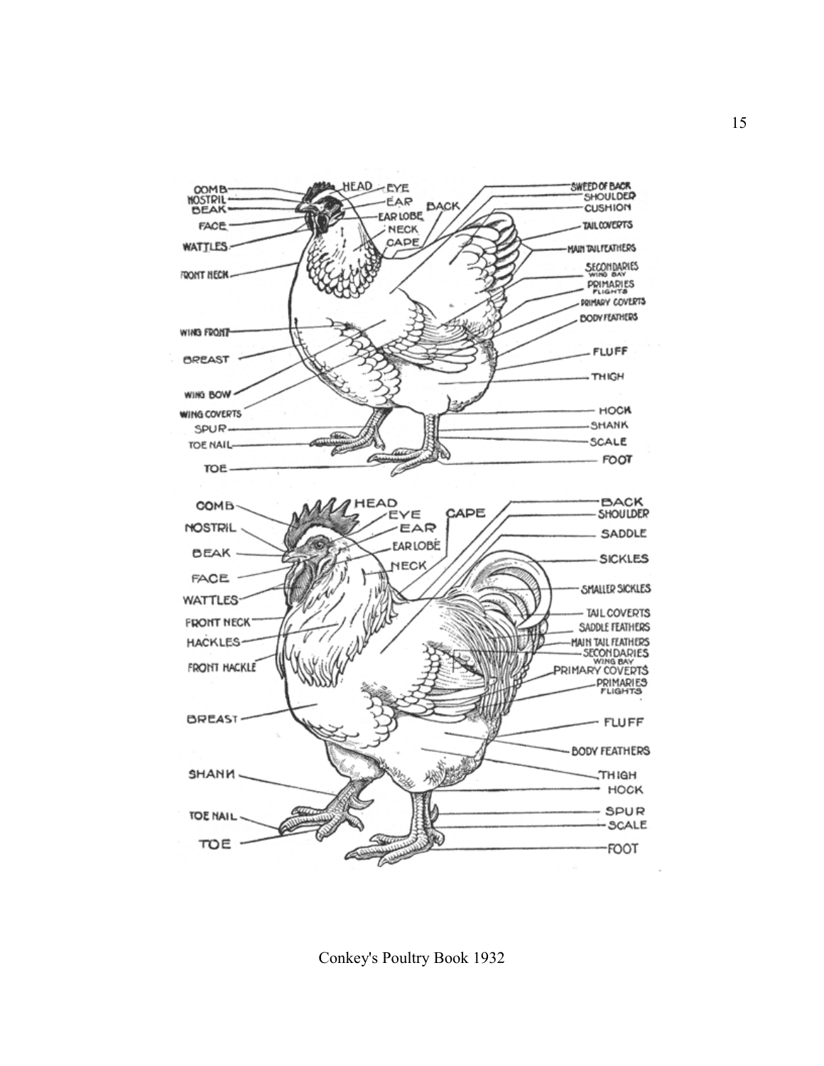Conkey's Poultry Book 1932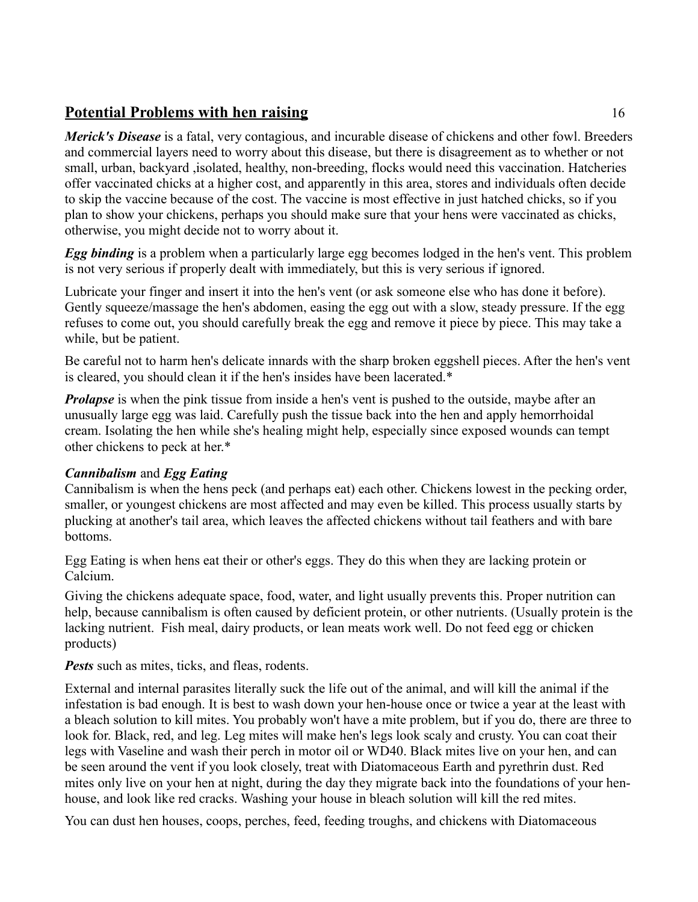## Potential Problems with hen raising

***Merick's Disease*** is a fatal, very contagious, and incurable disease of chickens and other fowl. Breeders and commercial layers need to worry about this disease, but there is disagreement as to whether or not small, urban, backyard ,isolated, healthy, non-breeding, flocks would need this vaccination. Hatcheries offer vaccinated chicks at a higher cost, and apparently in this area, stores and individuals often decide to skip the vaccine because of the cost. The vaccine is most effective in just hatched chicks, so if you plan to show your chickens, perhaps you should make sure that your hens were vaccinated as chicks, otherwise, you might decide not to worry about it.

***Egg binding*** is a problem when a particularly large egg becomes lodged in the hen's vent. This problem is not very serious if properly dealt with immediately, but this is very serious if ignored.

Lubricate your finger and insert it into the hen's vent (or ask someone else who has done it before). Gently squeeze/massage the hen's abdomen, easing the egg out with a slow, steady pressure. If the egg refuses to come out, you should carefully break the egg and remove it piece by piece. This may take a while, but be patient.

Be careful not to harm hen's delicate innards with the sharp broken eggshell pieces. After the hen's vent is cleared, you should clean it if the hen's insides have been lacerated.*

***Prolapse*** is when the pink tissue from inside a hen's vent is pushed to the outside, maybe after an unusually large egg was laid. Carefully push the tissue back into the hen and apply hemorrhoidal cream. Isolating the hen while she's healing might help, especially since exposed wounds can tempt other chickens to peck at her.*

***Cannibalism*** and ***Egg Eating***

Cannibalism is when the hens peck (and perhaps eat) each other. Chickens lowest in the pecking order, smaller, or youngest chickens are most affected and may even be killed. This process usually starts by plucking at another's tail area, which leaves the affected chickens without tail feathers and with bare bottoms.

Egg Eating is when hens eat their or other's eggs. They do this when they are lacking protein or Calcium.

Giving the chickens adequate space, food, water, and light usually prevents this. Proper nutrition can help, because cannibalism is often caused by deficient protein, or other nutrients. (Usually protein is the lacking nutrient. Fish meal, dairy products, or lean meats work well. Do not feed egg or chicken products)

***Pests*** such as mites, ticks, and fleas, rodents.

External and internal parasites literally suck the life out of the animal, and will kill the animal if the infestation is bad enough. It is best to wash down your hen-house once or twice a year at the least with a bleach solution to kill mites. You probably won't have a mite problem, but if you do, there are three to look for. Black, red, and leg. Leg mites will make hen's legs look scaly and crusty. You can coat their legs with Vaseline and wash their perch in motor oil or WD40. Black mites live on your hen, and can be seen around the vent if you look closely, treat with Diatomaceous Earth and pyrethrin dust. Red mites only live on your hen at night, during the day they migrate back into the foundations of your hen-house, and look like red cracks. Washing your house in bleach solution will kill the red mites.

You can dust hen houses, coops, perches, feed, feeding troughs, and chickens with Diatomaceous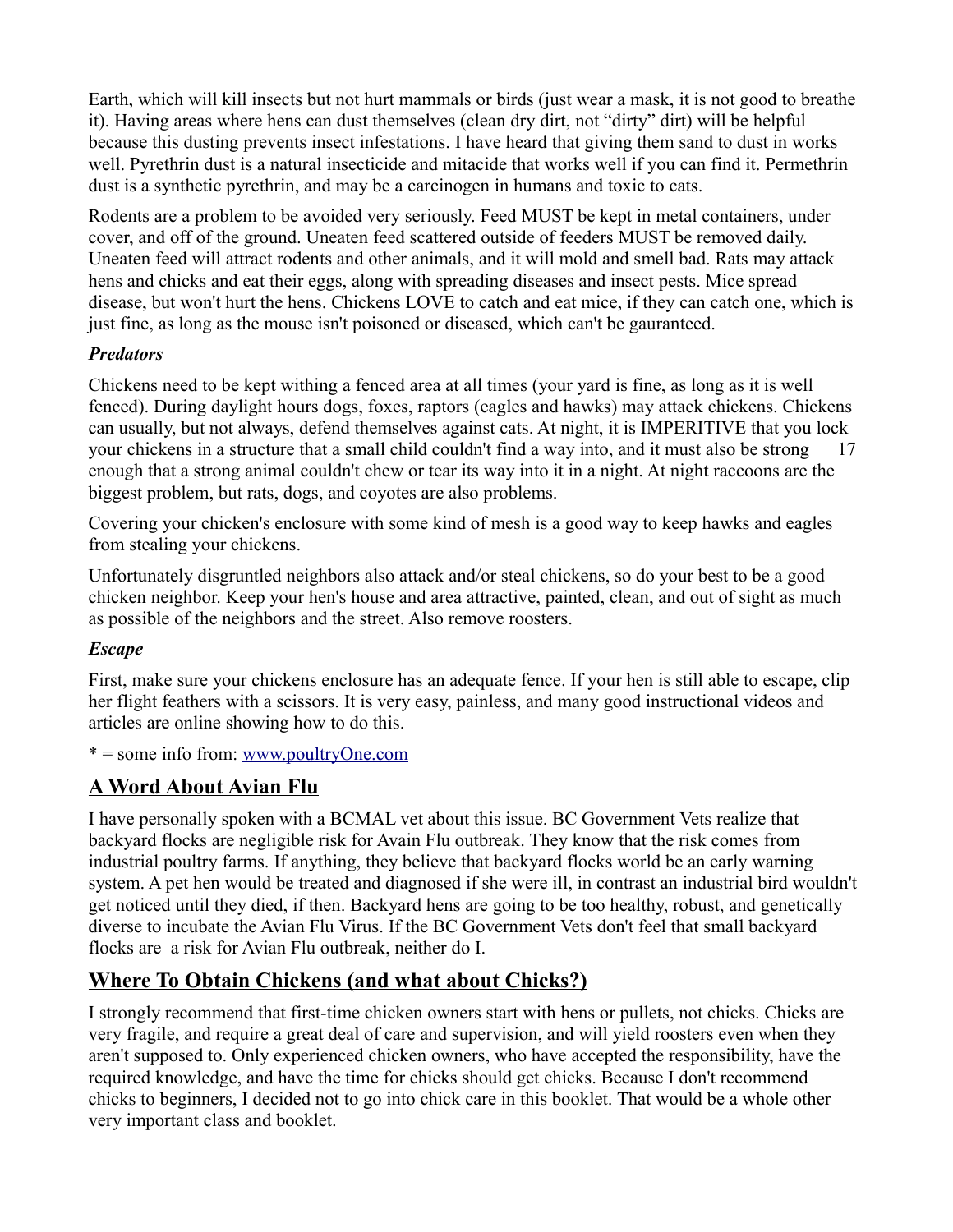Earth, which will kill insects but not hurt mammals or birds (just wear a mask, it is not good to breathe it). Having areas where hens can dust themselves (clean dry dirt, not "dirty" dirt) will be helpful because this dusting prevents insect infestations. I have heard that giving them sand to dust in works well. Pyrethrin dust is a natural insecticide and mitacide that works well if you can find it. Permethrin dust is a synthetic pyrethrin, and may be a carcinogen in humans and toxic to cats.

Rodents are a problem to be avoided very seriously. Feed MUST be kept in metal containers, under cover, and off of the ground. Uneaten feed scattered outside of feeders MUST be removed daily. Uneaten feed will attract rodents and other animals, and it will mold and smell bad. Rats may attack hens and chicks and eat their eggs, along with spreading diseases and insect pests. Mice spread disease, but won't hurt the hens. Chickens LOVE to catch and eat mice, if they can catch one, which is just fine, as long as the mouse isn't poisoned or diseased, which can't be gauranteed.

***Predators***

Chickens need to be kept withing a fenced area at all times (your yard is fine, as long as it is well fenced). During daylight hours dogs, foxes, raptors (eagles and hawks) may attack chickens. Chickens can usually, but not always, defend themselves against cats. At night, it is IMPERITIVE that you lock your chickens in a structure that a small child couldn't find a way into, and it must also be strong enough that a strong animal couldn't chew or tear its way into it in a night. At night raccoons are the biggest problem, but rats, dogs, and coyotes are also problems.

Covering your chicken's enclosure with some kind of mesh is a good way to keep hawks and eagles from stealing your chickens.

Unfortunately disgruntled neighbors also attack and/or steal chickens, so do your best to be a good chicken neighbor. Keep your hen's house and area attractive, painted, clean, and out of sight as much as possible of the neighbors and the street. Also remove roosters.

***Escape***

First, make sure your chickens enclosure has an adequate fence. If your hen is still able to escape, clip her flight feathers with a scissors. It is very easy, painless, and many good instructional videos and articles are online showing how to do this.

* = some info from: [www.poultryOne.com](http://www.poultryOne.com)

## A Word About Avian Flu

I have personally spoken with a BCMAL vet about this issue. BC Government Vets realize that backyard flocks are negligible risk for Avain Flu outbreak. They know that the risk comes from industrial poultry farms. If anything, they believe that backyard flocks world be an early warning system. A pet hen would be treated and diagnosed if she were ill, in contrast an industrial bird wouldn't get noticed until they died, if then. Backyard hens are going to be too healthy, robust, and genetically diverse to incubate the Avian Flu Virus. If the BC Government Vets don't feel that small backyard flocks are a risk for Avian Flu outbreak, neither do I.

## Where To Obtain Chickens (and what about Chicks?)

I strongly recommend that first-time chicken owners start with hens or pullets, not chicks. Chicks are very fragile, and require a great deal of care and supervision, and will yield roosters even when they aren't supposed to. Only experienced chicken owners, who have accepted the responsibility, have the required knowledge, and have the time for chicks should get chicks. Because I don't recommend chicks to beginners, I decided not to go into chick care in this booklet. That would be a whole other very important class and booklet.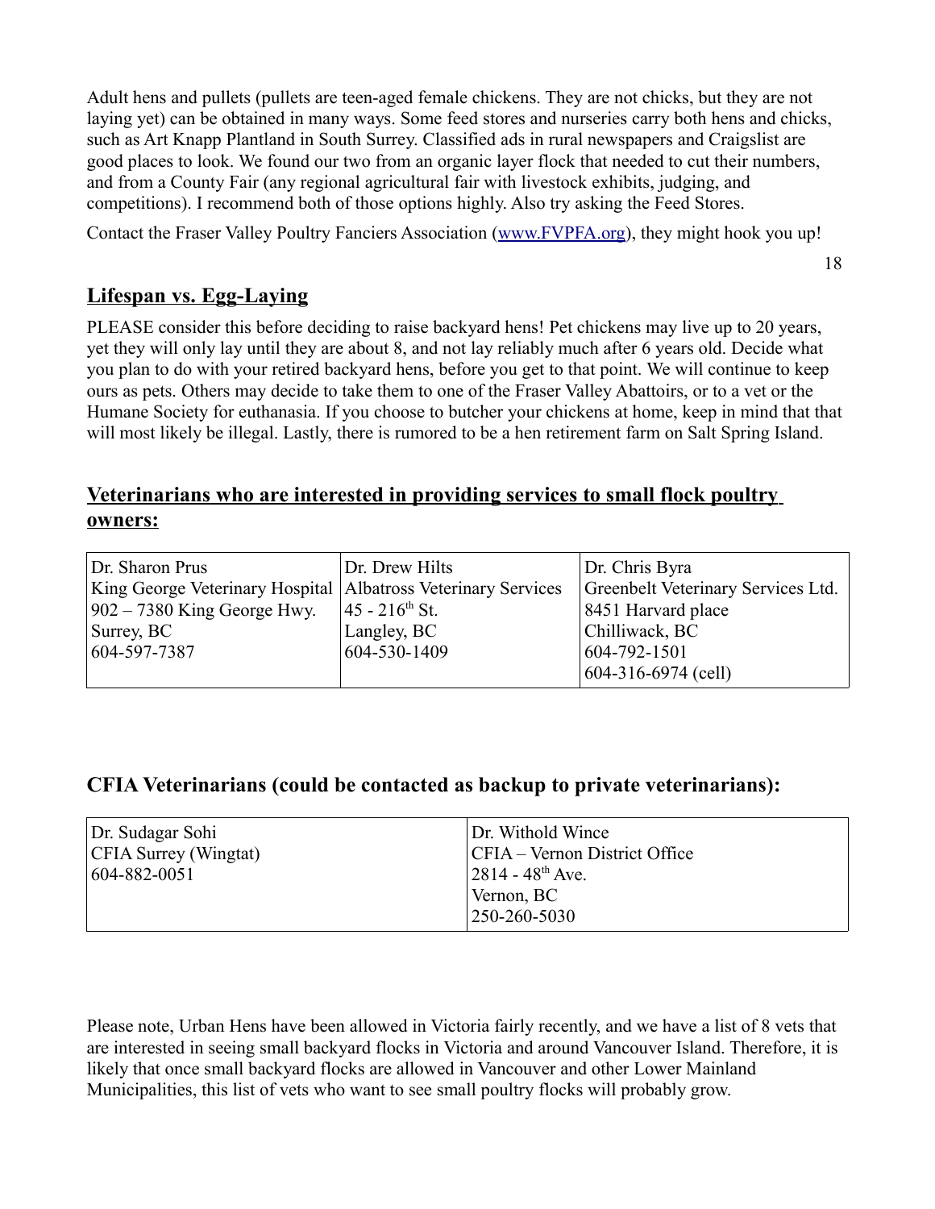Adult hens and pullets (pullets are teen-aged female chickens. They are not chicks, but they are not laying yet) can be obtained in many ways. Some feed stores and nurseries carry both hens and chicks, such as Art Knapp Plantland in South Surrey. Classified ads in rural newspapers and Craigslist are good places to look. We found our two from an organic layer flock that needed to cut their numbers, and from a County Fair (any regional agricultural fair with livestock exhibits, judging, and competitions). I recommend both of those options highly. Also try asking the Feed Stores.

Contact the Fraser Valley Poultry Fanciers Association ([www.FVPFA.org](http://www.FVPFA.org)), they might hook you up!

## Lifespan vs. Egg-Laying

PLEASE consider this before deciding to raise backyard hens! Pet chickens may live up to 20 years, yet they will only lay until they are about 8, and not lay reliably much after 6 years old. Decide what you plan to do with your retired backyard hens, before you get to that point. We will continue to keep ours as pets. Others may decide to take them to one of the Fraser Valley Abattoirs, or to a vet or the Humane Society for euthanasia. If you choose to butcher your chickens at home, keep in mind that that will most likely be illegal. Lastly, there is rumored to be a hen retirement farm on Salt Spring Island.

## Veterinarians who are interested in providing services to small flock poultry owners:

| | | |
|---|---|---|
| Dr. Sharon Prus<br>King George Veterinary Hospital<br>902 – 7380 King George Hwy.<br>Surrey, BC<br>604-597-7387 | Dr. Drew Hilts<br>Albatross Veterinary Services<br>45 - 216th St.<br>Langley, BC<br>604-530-1409 | Dr. Chris Byra<br>Greenbelt Veterinary Services Ltd.<br>8451 Harvard place<br>Chilliwack, BC<br>604-792-1501<br>604-316-6974 (cell) |

## CFIA Veterinarians (could be contacted as backup to private veterinarians):

| | |
|---|---|
| Dr. Sudagar Sohi<br>CFIA Surrey (Wingtat)<br>604-882-0051 | Dr. Withold Wince<br>CFIA – Vernon District Office<br>2814 - 48th Ave.<br>Vernon, BC<br>250-260-5030 |

Please note, Urban Hens have been allowed in Victoria fairly recently, and we have a list of 8 vets that are interested in seeing small backyard flocks in Victoria and around Vancouver Island. Therefore, it is likely that once small backyard flocks are allowed in Vancouver and other Lower Mainland Municipalities, this list of vets who want to see small poultry flocks will probably grow.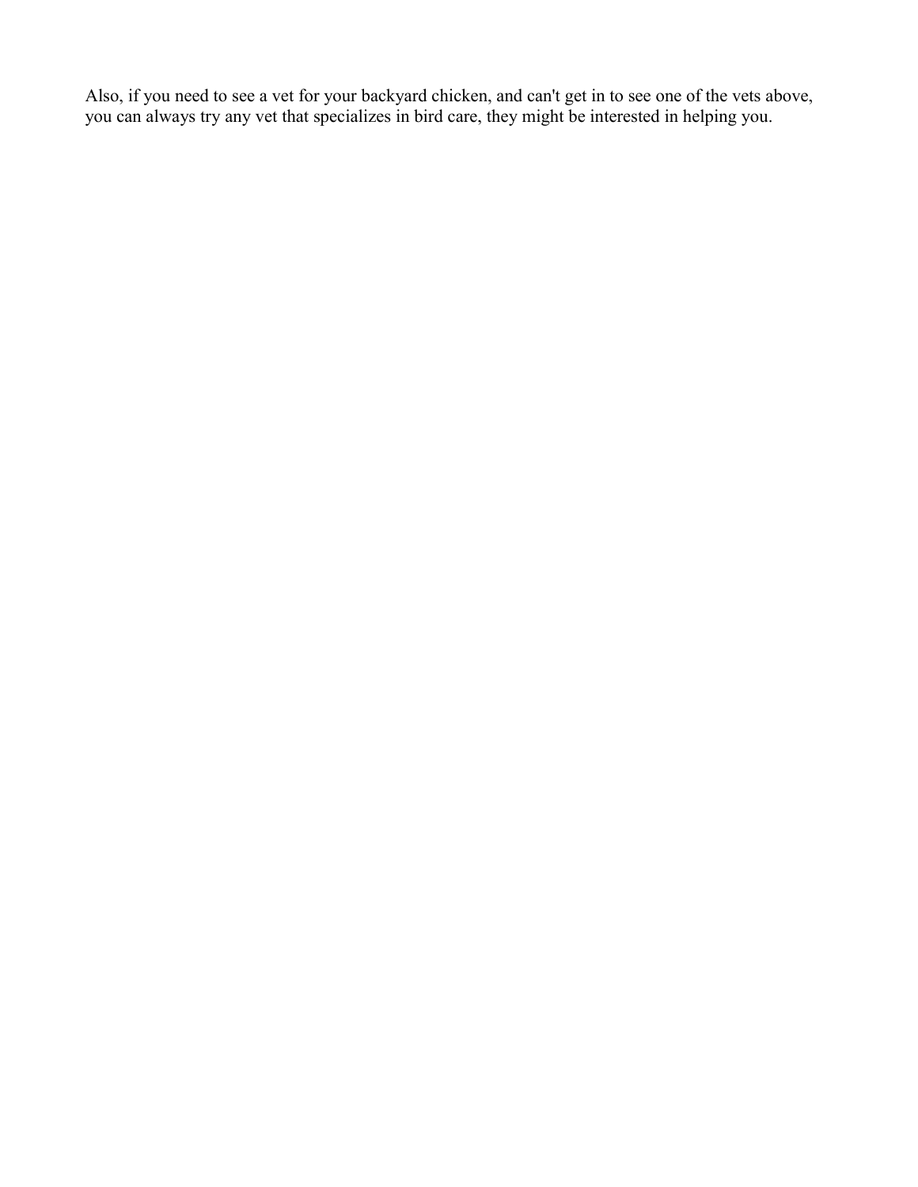Also, if you need to see a vet for your backyard chicken, and can't get in to see one of the vets above, you can always try any vet that specializes in bird care, they might be interested in helping you.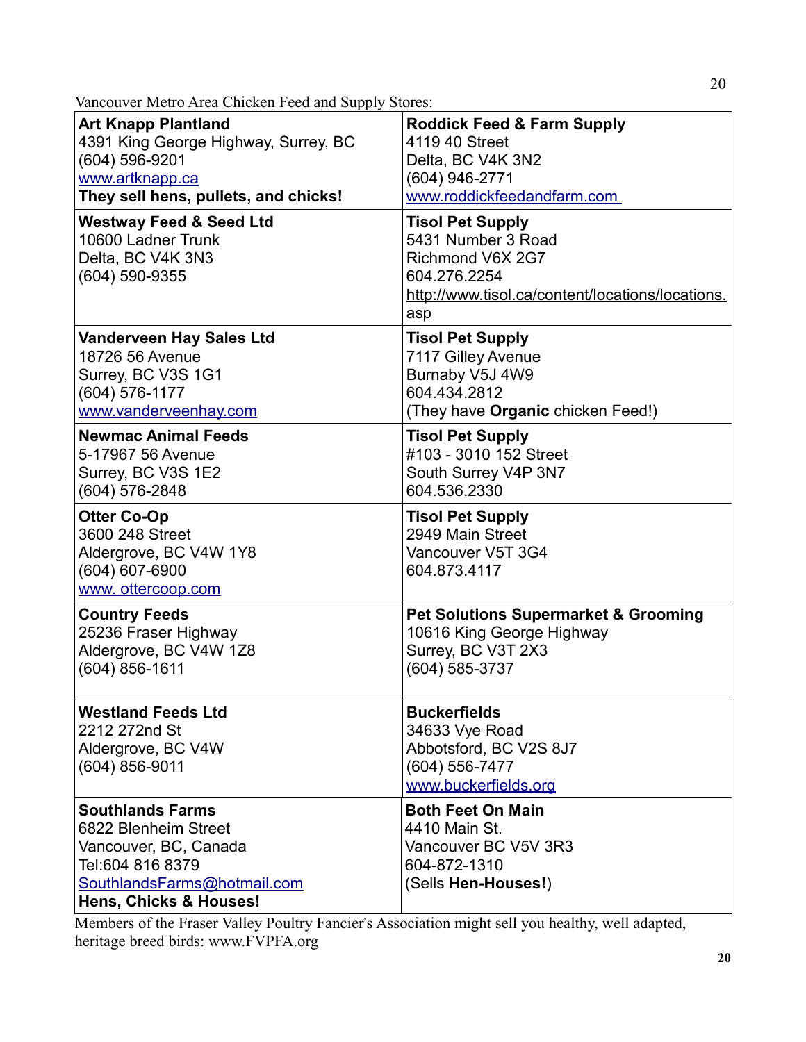Vancouver Metro Area Chicken Feed and Supply Stores:

| | |
|---|---|
| **Art Knapp Plantland**<br>4391 King George Highway, Surrey, BC<br>(604) 596-9201<br>www.artknapp.ca<br>**They sell hens, pullets, and chicks!** | **Roddick Feed & Farm Supply**<br>4119 40 Street<br>Delta, BC V4K 3N2<br>(604) 946-2771<br>www.roddickfeedandfarm.com |
| **Westway Feed & Seed Ltd**<br>10600 Ladner Trunk<br>Delta, BC V4K 3N3<br>(604) 590-9355 | **Tisol Pet Supply**<br>5431 Number 3 Road<br>Richmond V6X 2G7<br>604.276.2254<br>http://www.tisol.ca/content/locations/locations.asp |
| **Vanderveen Hay Sales Ltd**<br>18726 56 Avenue<br>Surrey, BC V3S 1G1<br>(604) 576-1177<br>www.vanderveenhay.com | **Tisol Pet Supply**<br>7117 Gilley Avenue<br>Burnaby V5J 4W9<br>604.434.2812<br>(They have **Organic** chicken Feed!) |
| **Newmac Animal Feeds**<br>5-17967 56 Avenue<br>Surrey, BC V3S 1E2<br>(604) 576-2848 | **Tisol Pet Supply**<br>#103 - 3010 152 Street<br>South Surrey V4P 3N7<br>604.536.2330 |
| **Otter Co-Op**<br>3600 248 Street<br>Aldergrove, BC V4W 1Y8<br>(604) 607-6900<br>www. ottercoop.com | **Tisol Pet Supply**<br>2949 Main Street<br>Vancouver V5T 3G4<br>604.873.4117 |
| **Country Feeds**<br>25236 Fraser Highway<br>Aldergrove, BC V4W 1Z8<br>(604) 856-1611 | **Pet Solutions Supermarket & Grooming**<br>10616 King George Highway<br>Surrey, BC V3T 2X3<br>(604) 585-3737 |
| **Westland Feeds Ltd**<br>2212 272nd St<br>Aldergrove, BC V4W<br>(604) 856-9011 | **Buckerfields**<br>34633 Vye Road<br>Abbotsford, BC V2S 8J7<br>(604) 556-7477<br>www.buckerfields.org |
| **Southlands Farms**<br>6822 Blenheim Street<br>Vancouver, BC, Canada<br>Tel:604 816 8379<br>SouthlandsFarms@hotmail.com<br>**Hens, Chicks & Houses!** | **Both Feet On Main**<br>4410 Main St.<br>Vancouver BC V5V 3R3<br>604-872-1310<br>(Sells **Hen-Houses!**) |

Members of the Fraser Valley Poultry Fancier's Association might sell you healthy, well adapted, heritage breed birds: www.FVPFA.org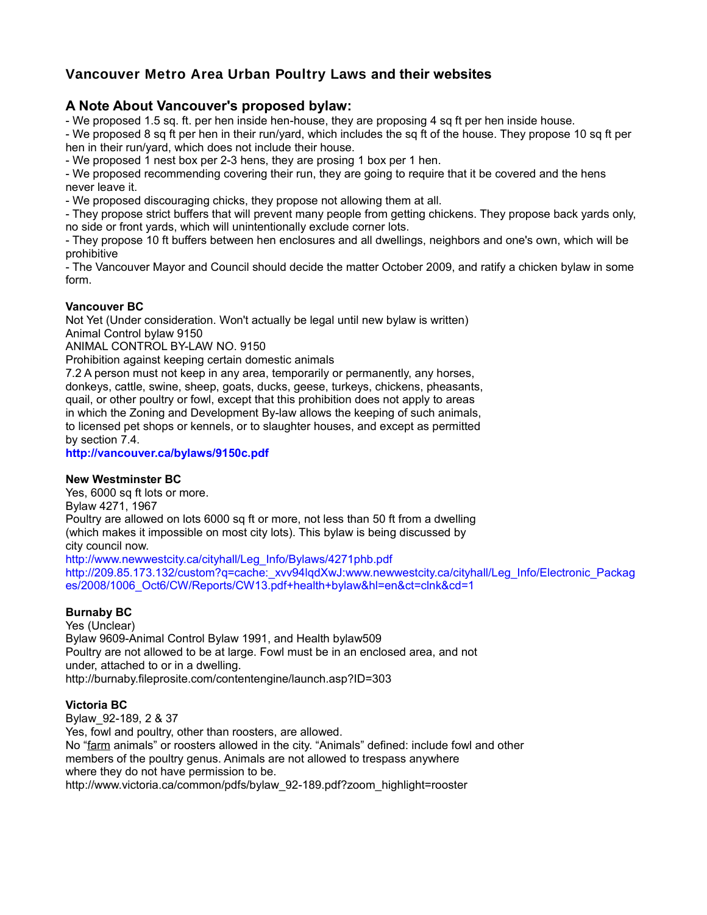# Vancouver Metro Area Urban Poultry Laws and their websites

## A Note About Vancouver's proposed bylaw:

- We proposed 1.5 sq. ft. per hen inside hen-house, they are proposing 4 sq ft per hen inside house.
- We proposed 8 sq ft per hen in their run/yard, which includes the sq ft of the house. They propose 10 sq ft per hen in their run/yard, which does not include their house.
- We proposed 1 nest box per 2-3 hens, they are prosing 1 box per 1 hen.
- We proposed recommending covering their run, they are going to require that it be covered and the hens never leave it.
- We proposed discouraging chicks, they propose not allowing them at all.
- They propose strict buffers that will prevent many people from getting chickens. They propose back yards only, no side or front yards, which will unintentionally exclude corner lots.
- They propose 10 ft buffers between hen enclosures and all dwellings, neighbors and one's own, which will be prohibitive
- The Vancouver Mayor and Council should decide the matter October 2009, and ratify a chicken bylaw in some form.

**Vancouver BC**
Not Yet (Under consideration. Won't actually be legal until new bylaw is written)
Animal Control bylaw 9150
ANIMAL CONTROL BY-LAW NO. 9150
Prohibition against keeping certain domestic animals
7.2 A person must not keep in any area, temporarily or permanently, any horses, donkeys, cattle, swine, sheep, goats, ducks, geese, turkeys, chickens, pheasants, quail, or other poultry or fowl, except that this prohibition does not apply to areas in which the Zoning and Development By-law allows the keeping of such animals, to licensed pet shops or kennels, or to slaughter houses, and except as permitted by section 7.4.
**http://vancouver.ca/bylaws/9150c.pdf**

**New Westminster BC**
Yes, 6000 sq ft lots or more.
Bylaw 4271, 1967
Poultry are allowed on lots 6000 sq ft or more, not less than 50 ft from a dwelling (which makes it impossible on most city lots). This bylaw is being discussed by city council now.
http://www.newwestcity.ca/cityhall/Leg_Info/Bylaws/4271phb.pdf
http://209.85.173.132/custom?q=cache:_xvv94lqdXwJ:www.newwestcity.ca/cityhall/Leg_Info/Electronic_Packages/2008/1006_Oct6/CW/Reports/CW13.pdf+health+bylaw&hl=en&ct=clnk&cd=1

**Burnaby BC**
Yes (Unclear)
Bylaw 9609-Animal Control Bylaw 1991, and Health bylaw509
Poultry are not allowed to be at large. Fowl must be in an enclosed area, and not under, attached to or in a dwelling.
http://burnaby.fileprosite.com/contentengine/launch.asp?ID=303

**Victoria BC**
Bylaw_92-189, 2 & 37
Yes, fowl and poultry, other than roosters, are allowed.
No "farm animals" or roosters allowed in the city. "Animals" defined: include fowl and other members of the poultry genus. Animals are not allowed to trespass anywhere where they do not have permission to be.
http://www.victoria.ca/common/pdfs/bylaw_92-189.pdf?zoom_highlight=rooster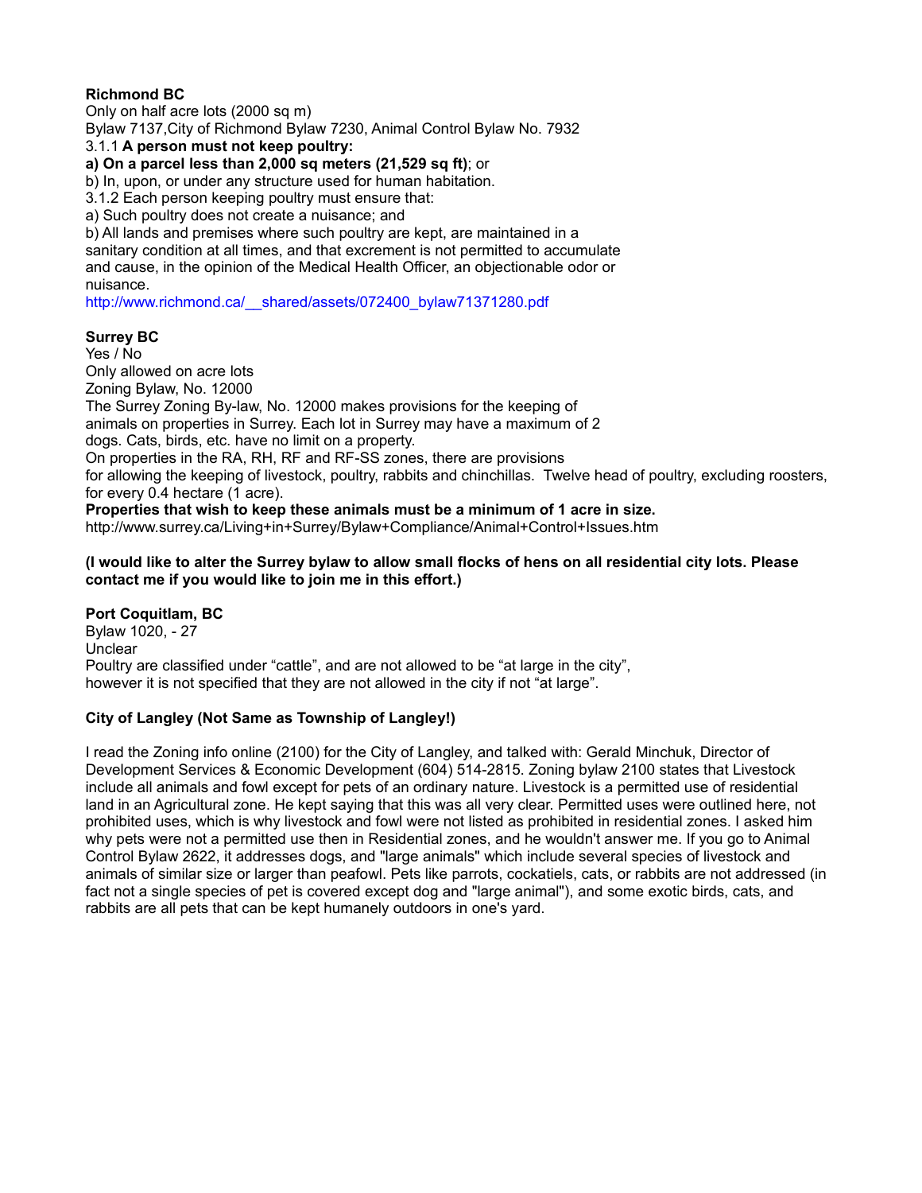**Richmond BC**

Only on half acre lots (2000 sq m)

Bylaw 7137,City of Richmond Bylaw 7230, Animal Control Bylaw No. 7932

3.1.1 **A person must not keep poultry:**

**a) On a parcel less than 2,000 sq meters (21,529 sq ft)**; or

b) In, upon, or under any structure used for human habitation.

3.1.2 Each person keeping poultry must ensure that:

a) Such poultry does not create a nuisance; and

b) All lands and premises where such poultry are kept, are maintained in a sanitary condition at all times, and that excrement is not permitted to accumulate and cause, in the opinion of the Medical Health Officer, an objectionable odor or nuisance.

http://www.richmond.ca/__shared/assets/072400_bylaw71371280.pdf

**Surrey BC**

Yes / No

Only allowed on acre lots

Zoning Bylaw, No. 12000

The Surrey Zoning By-law, No. 12000 makes provisions for the keeping of animals on properties in Surrey. Each lot in Surrey may have a maximum of 2 dogs. Cats, birds, etc. have no limit on a property.

On properties in the RA, RH, RF and RF-SS zones, there are provisions for allowing the keeping of livestock, poultry, rabbits and chinchillas. Twelve head of poultry, excluding roosters, for every 0.4 hectare (1 acre).

**Properties that wish to keep these animals must be a minimum of 1 acre in size.**

http://www.surrey.ca/Living+in+Surrey/Bylaw+Compliance/Animal+Control+Issues.htm

**(I would like to alter the Surrey bylaw to allow small flocks of hens on all residential city lots. Please contact me if you would like to join me in this effort.)**

**Port Coquitlam, BC**

Bylaw 1020, - 27

Unclear

Poultry are classified under "cattle", and are not allowed to be "at large in the city", however it is not specified that they are not allowed in the city if not "at large".

**City of Langley (Not Same as Township of Langley!)**

I read the Zoning info online (2100) for the City of Langley, and talked with: Gerald Minchuk, Director of Development Services & Economic Development (604) 514-2815. Zoning bylaw 2100 states that Livestock include all animals and fowl except for pets of an ordinary nature. Livestock is a permitted use of residential land in an Agricultural zone. He kept saying that this was all very clear. Permitted uses were outlined here, not prohibited uses, which is why livestock and fowl were not listed as prohibited in residential zones. I asked him why pets were not a permitted use then in Residential zones, and he wouldn't answer me. If you go to Animal Control Bylaw 2622, it addresses dogs, and "large animals" which include several species of livestock and animals of similar size or larger than peafowl. Pets like parrots, cockatiels, cats, or rabbits are not addressed (in fact not a single species of pet is covered except dog and "large animal"), and some exotic birds, cats, and rabbits are all pets that can be kept humanely outdoors in one's yard.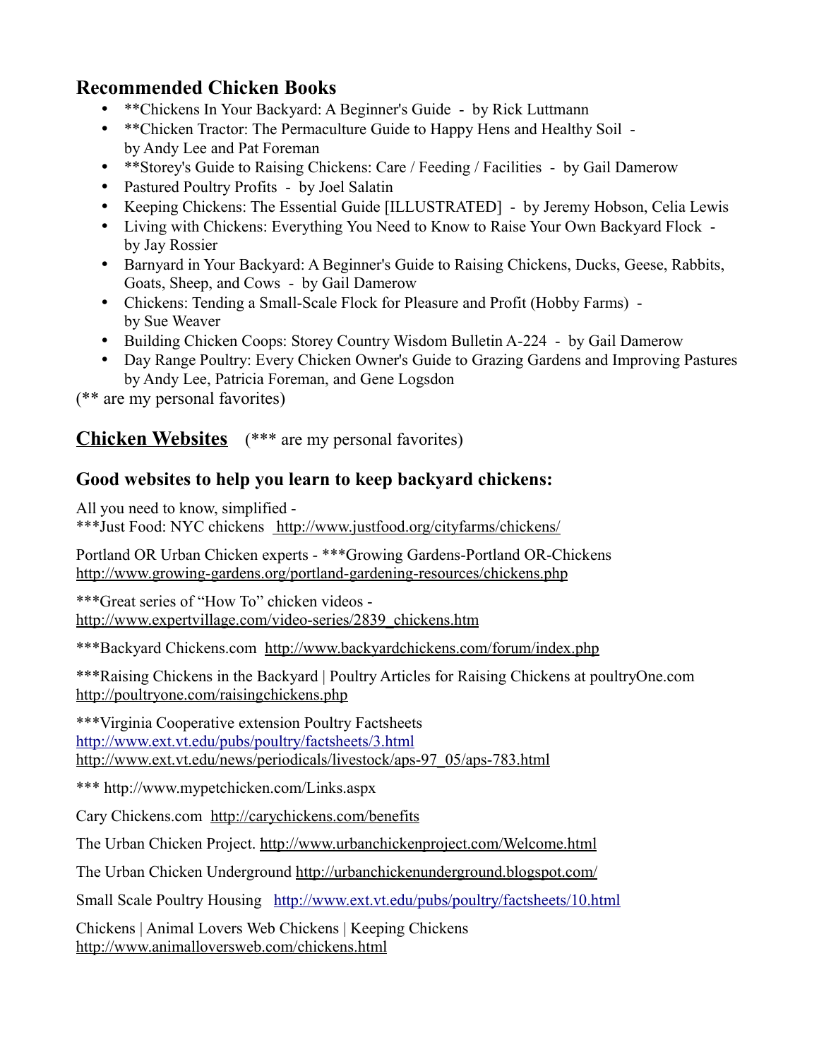## Recommended Chicken Books

- **Chickens In Your Backyard: A Beginner's Guide - by Rick Luttmann
- **Chicken Tractor: The Permaculture Guide to Happy Hens and Healthy Soil - by Andy Lee and Pat Foreman
- **Storey's Guide to Raising Chickens: Care / Feeding / Facilities - by Gail Damerow
- Pastured Poultry Profits - by Joel Salatin
- Keeping Chickens: The Essential Guide [ILLUSTRATED] - by Jeremy Hobson, Celia Lewis
- Living with Chickens: Everything You Need to Know to Raise Your Own Backyard Flock - by Jay Rossier
- Barnyard in Your Backyard: A Beginner's Guide to Raising Chickens, Ducks, Geese, Rabbits, Goats, Sheep, and Cows - by Gail Damerow
- Chickens: Tending a Small-Scale Flock for Pleasure and Profit (Hobby Farms) - by Sue Weaver
- Building Chicken Coops: Storey Country Wisdom Bulletin A-224 - by Gail Damerow
- Day Range Poultry: Every Chicken Owner's Guide to Grazing Gardens and Improving Pastures by Andy Lee, Patricia Foreman, and Gene Logsdon

(** are my personal favorites)

## Chicken Websites (*** are my personal favorites)

### Good websites to help you learn to keep backyard chickens:

All you need to know, simplified -
***Just Food: NYC chickens http://www.justfood.org/cityfarms/chickens/

Portland OR Urban Chicken experts - ***Growing Gardens-Portland OR-Chickens
http://www.growing-gardens.org/portland-gardening-resources/chickens.php

***Great series of "How To" chicken videos -
http://www.expertvillage.com/video-series/2839_chickens.htm

***Backyard Chickens.com http://www.backyardchickens.com/forum/index.php

***Raising Chickens in the Backyard | Poultry Articles for Raising Chickens at poultryOne.com
http://poultryone.com/raisingchickens.php

***Virginia Cooperative extension Poultry Factsheets
http://www.ext.vt.edu/pubs/poultry/factsheets/3.html
http://www.ext.vt.edu/news/periodicals/livestock/aps-97_05/aps-783.html

*** http://www.mypetchicken.com/Links.aspx

Cary Chickens.com http://carychickens.com/benefits

The Urban Chicken Project. http://www.urbanchickenproject.com/Welcome.html

The Urban Chicken Underground http://urbanchickenunderground.blogspot.com/

Small Scale Poultry Housing http://www.ext.vt.edu/pubs/poultry/factsheets/10.html

Chickens | Animal Lovers Web Chickens | Keeping Chickens
http://www.animalloversweb.com/chickens.html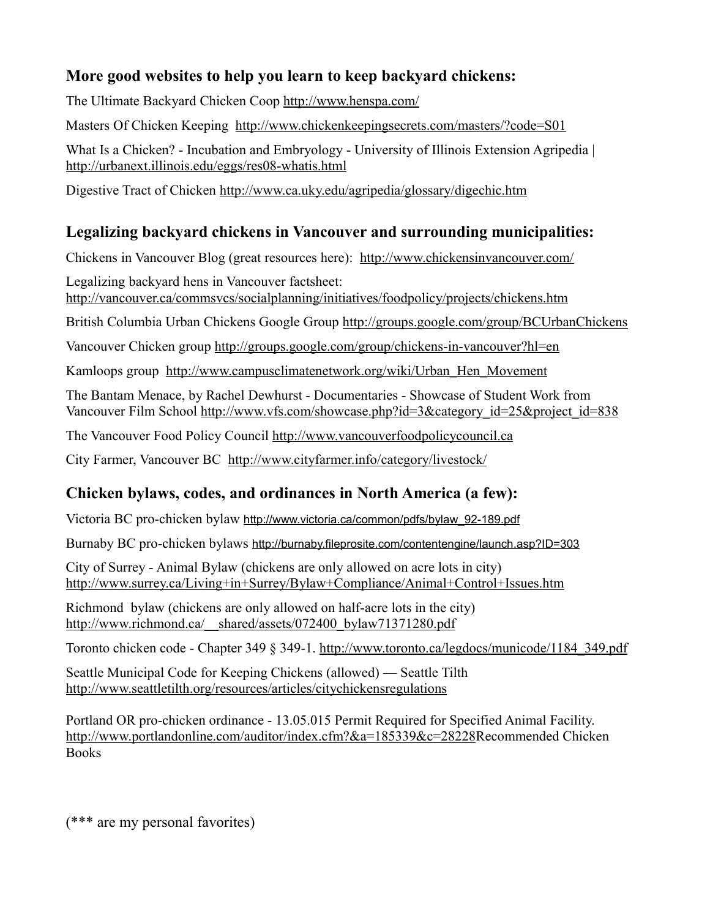### More good websites to help you learn to keep backyard chickens:

The Ultimate Backyard Chicken Coop http://www.henspa.com/

Masters Of Chicken Keeping http://www.chickenkeepingsecrets.com/masters/?code=S01

What Is a Chicken? - Incubation and Embryology - University of Illinois Extension Agripedia | http://urbanext.illinois.edu/eggs/res08-whatis.html

Digestive Tract of Chicken http://www.ca.uky.edu/agripedia/glossary/digechic.htm

### Legalizing backyard chickens in Vancouver and surrounding municipalities:

Chickens in Vancouver Blog (great resources here): http://www.chickensinvancouver.com/

Legalizing backyard hens in Vancouver factsheet: http://vancouver.ca/commsvcs/socialplanning/initiatives/foodpolicy/projects/chickens.htm

British Columbia Urban Chickens Google Group http://groups.google.com/group/BCUrbanChickens

Vancouver Chicken group http://groups.google.com/group/chickens-in-vancouver?hl=en

Kamloops group http://www.campusclimatenetwork.org/wiki/Urban_Hen_Movement

The Bantam Menace, by Rachel Dewhurst - Documentaries - Showcase of Student Work from Vancouver Film School http://www.vfs.com/showcase.php?id=3&category_id=25&project_id=838

The Vancouver Food Policy Council http://www.vancouverfoodpolicycouncil.ca

City Farmer, Vancouver BC http://www.cityfarmer.info/category/livestock/

### Chicken bylaws, codes, and ordinances in North America (a few):

Victoria BC pro-chicken bylaw http://www.victoria.ca/common/pdfs/bylaw_92-189.pdf

Burnaby BC pro-chicken bylaws http://burnaby.fileprosite.com/contentengine/launch.asp?ID=303

City of Surrey - Animal Bylaw (chickens are only allowed on acre lots in city) http://www.surrey.ca/Living+in+Surrey/Bylaw+Compliance/Animal+Control+Issues.htm

Richmond bylaw (chickens are only allowed on half-acre lots in the city) http://www.richmond.ca/__shared/assets/072400_bylaw71371280.pdf

Toronto chicken code - Chapter 349 § 349-1. http://www.toronto.ca/legdocs/municode/1184_349.pdf

Seattle Municipal Code for Keeping Chickens (allowed) — Seattle Tilth http://www.seattletilth.org/resources/articles/citychickensregulations

Portland OR pro-chicken ordinance - 13.05.015 Permit Required for Specified Animal Facility. http://www.portlandonline.com/auditor/index.cfm?&a=185339&c=28228Recommended Chicken Books

(*** are my personal favorites)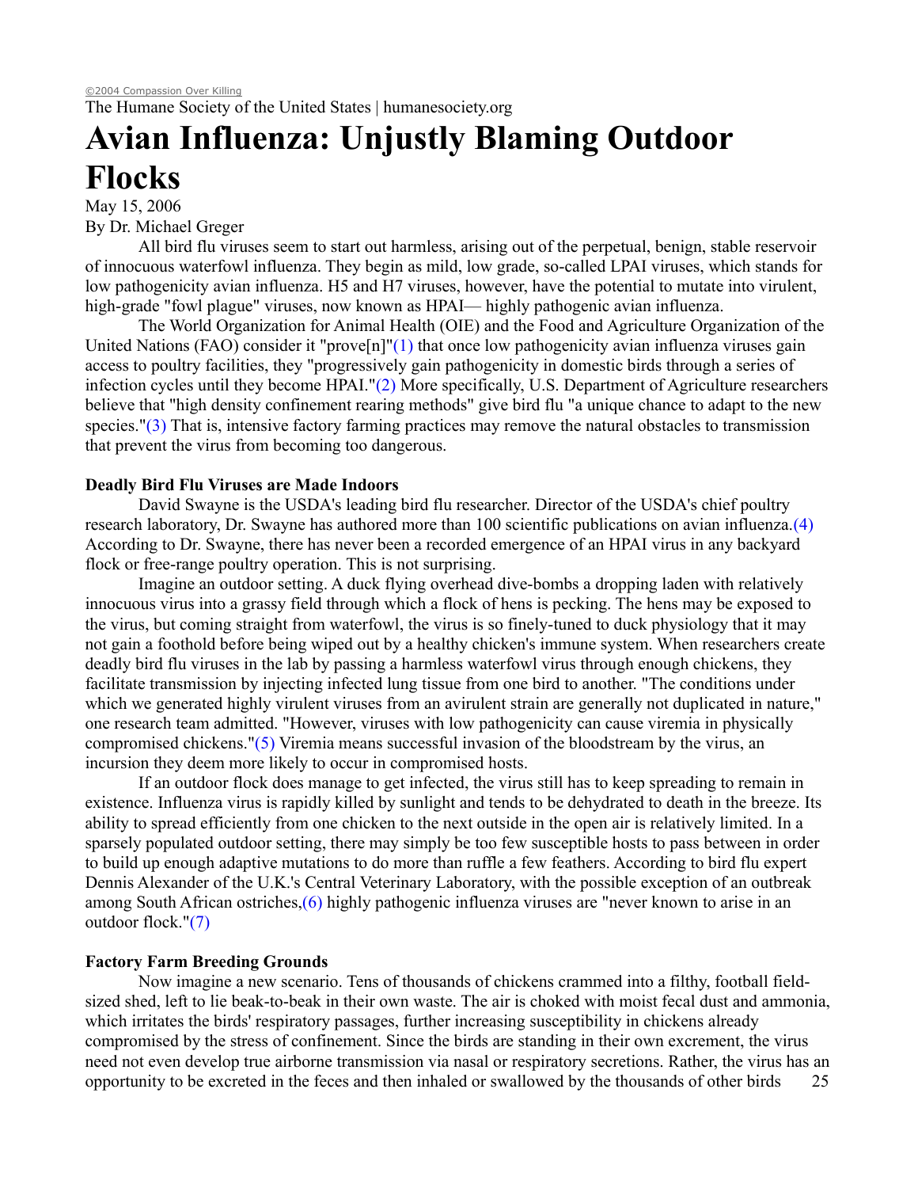©2004 Compassion Over Killing

The Humane Society of the United States | humanesociety.org

# Avian Influenza: Unjustly Blaming Outdoor Flocks

May 15, 2006

By Dr. Michael Greger

All bird flu viruses seem to start out harmless, arising out of the perpetual, benign, stable reservoir of innocuous waterfowl influenza. They begin as mild, low grade, so-called LPAI viruses, which stands for low pathogenicity avian influenza. H5 and H7 viruses, however, have the potential to mutate into virulent, high-grade "fowl plague" viruses, now known as HPAI— highly pathogenic avian influenza.

The World Organization for Animal Health (OIE) and the Food and Agriculture Organization of the United Nations (FAO) consider it "prove[n]"(1) that once low pathogenicity avian influenza viruses gain access to poultry facilities, they "progressively gain pathogenicity in domestic birds through a series of infection cycles until they become HPAI."(2) More specifically, U.S. Department of Agriculture researchers believe that "high density confinement rearing methods" give bird flu "a unique chance to adapt to the new species."(3) That is, intensive factory farming practices may remove the natural obstacles to transmission that prevent the virus from becoming too dangerous.

**Deadly Bird Flu Viruses are Made Indoors**

David Swayne is the USDA's leading bird flu researcher. Director of the USDA's chief poultry research laboratory, Dr. Swayne has authored more than 100 scientific publications on avian influenza.(4) According to Dr. Swayne, there has never been a recorded emergence of an HPAI virus in any backyard flock or free-range poultry operation. This is not surprising.

Imagine an outdoor setting. A duck flying overhead dive-bombs a dropping laden with relatively innocuous virus into a grassy field through which a flock of hens is pecking. The hens may be exposed to the virus, but coming straight from waterfowl, the virus is so finely-tuned to duck physiology that it may not gain a foothold before being wiped out by a healthy chicken's immune system. When researchers create deadly bird flu viruses in the lab by passing a harmless waterfowl virus through enough chickens, they facilitate transmission by injecting infected lung tissue from one bird to another. "The conditions under which we generated highly virulent viruses from an avirulent strain are generally not duplicated in nature," one research team admitted. "However, viruses with low pathogenicity can cause viremia in physically compromised chickens."(5) Viremia means successful invasion of the bloodstream by the virus, an incursion they deem more likely to occur in compromised hosts.

If an outdoor flock does manage to get infected, the virus still has to keep spreading to remain in existence. Influenza virus is rapidly killed by sunlight and tends to be dehydrated to death in the breeze. Its ability to spread efficiently from one chicken to the next outside in the open air is relatively limited. In a sparsely populated outdoor setting, there may simply be too few susceptible hosts to pass between in order to build up enough adaptive mutations to do more than ruffle a few feathers. According to bird flu expert Dennis Alexander of the U.K.'s Central Veterinary Laboratory, with the possible exception of an outbreak among South African ostriches,(6) highly pathogenic influenza viruses are "never known to arise in an outdoor flock."(7)

**Factory Farm Breeding Grounds**

Now imagine a new scenario. Tens of thousands of chickens crammed into a filthy, football field-sized shed, left to lie beak-to-beak in their own waste. The air is choked with moist fecal dust and ammonia, which irritates the birds' respiratory passages, further increasing susceptibility in chickens already compromised by the stress of confinement. Since the birds are standing in their own excrement, the virus need not even develop true airborne transmission via nasal or respiratory secretions. Rather, the virus has an opportunity to be excreted in the feces and then inhaled or swallowed by the thousands of other birds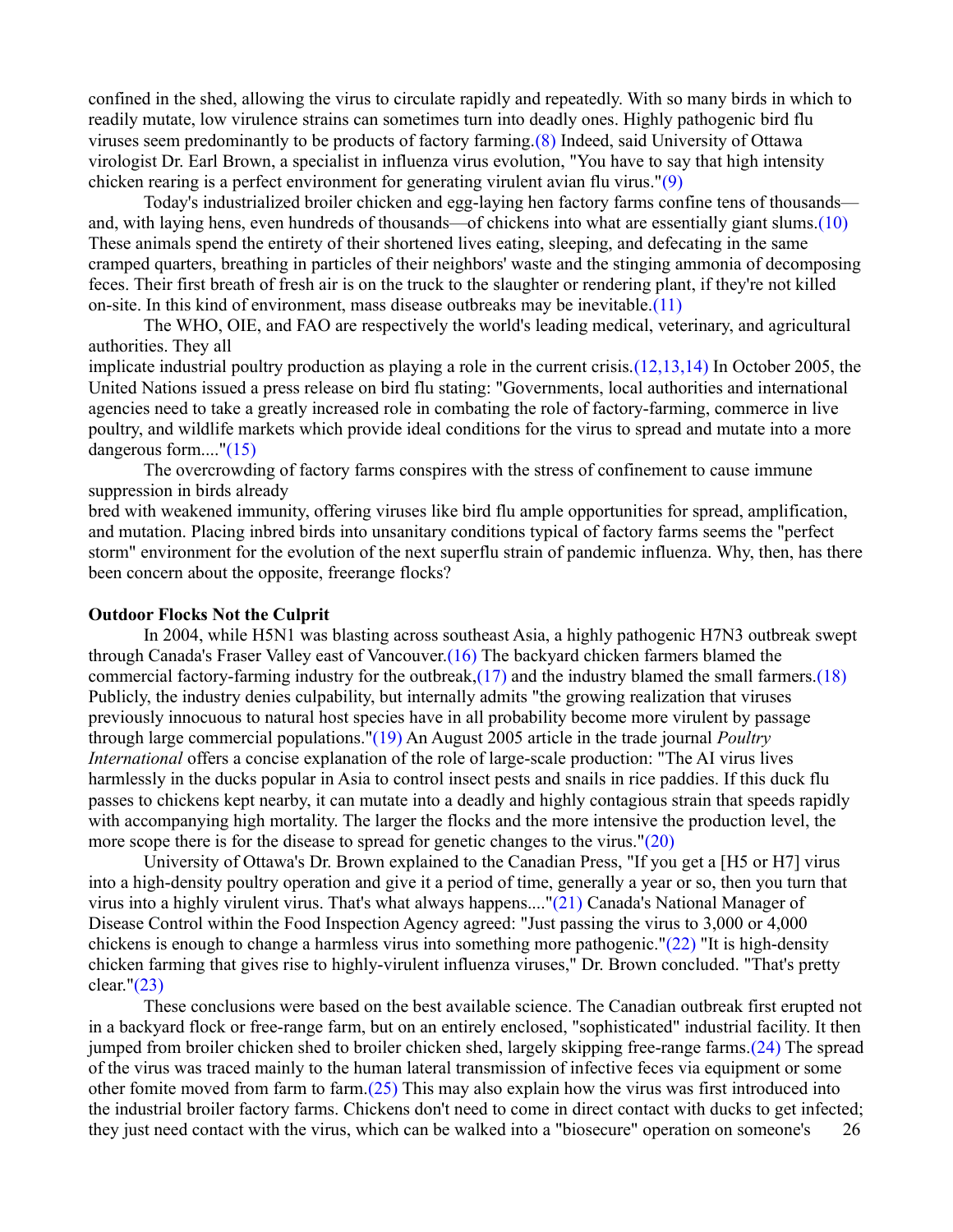confined in the shed, allowing the virus to circulate rapidly and repeatedly. With so many birds in which to readily mutate, low virulence strains can sometimes turn into deadly ones. Highly pathogenic bird flu viruses seem predominantly to be products of factory farming.(8) Indeed, said University of Ottawa virologist Dr. Earl Brown, a specialist in influenza virus evolution, "You have to say that high intensity chicken rearing is a perfect environment for generating virulent avian flu virus."(9)

Today's industrialized broiler chicken and egg-laying hen factory farms confine tens of thousands—and, with laying hens, even hundreds of thousands—of chickens into what are essentially giant slums.(10) These animals spend the entirety of their shortened lives eating, sleeping, and defecating in the same cramped quarters, breathing in particles of their neighbors' waste and the stinging ammonia of decomposing feces. Their first breath of fresh air is on the truck to the slaughter or rendering plant, if they're not killed on-site. In this kind of environment, mass disease outbreaks may be inevitable.(11)

The WHO, OIE, and FAO are respectively the world's leading medical, veterinary, and agricultural authorities. They all implicate industrial poultry production as playing a role in the current crisis.(12,13,14) In October 2005, the United Nations issued a press release on bird flu stating: "Governments, local authorities and international agencies need to take a greatly increased role in combating the role of factory-farming, commerce in live poultry, and wildlife markets which provide ideal conditions for the virus to spread and mutate into a more dangerous form...."(15)

The overcrowding of factory farms conspires with the stress of confinement to cause immune suppression in birds already bred with weakened immunity, offering viruses like bird flu ample opportunities for spread, amplification, and mutation. Placing inbred birds into unsanitary conditions typical of factory farms seems the "perfect storm" environment for the evolution of the next superflu strain of pandemic influenza. Why, then, has there been concern about the opposite, freerange flocks?

**Outdoor Flocks Not the Culprit**

In 2004, while H5N1 was blasting across southeast Asia, a highly pathogenic H7N3 outbreak swept through Canada's Fraser Valley east of Vancouver.(16) The backyard chicken farmers blamed the commercial factory-farming industry for the outbreak,(17) and the industry blamed the small farmers.(18) Publicly, the industry denies culpability, but internally admits "the growing realization that viruses previously innocuous to natural host species have in all probability become more virulent by passage through large commercial populations."(19) An August 2005 article in the trade journal *Poultry International* offers a concise explanation of the role of large-scale production: "The AI virus lives harmlessly in the ducks popular in Asia to control insect pests and snails in rice paddies. If this duck flu passes to chickens kept nearby, it can mutate into a deadly and highly contagious strain that speeds rapidly with accompanying high mortality. The larger the flocks and the more intensive the production level, the more scope there is for the disease to spread for genetic changes to the virus."(20)

University of Ottawa's Dr. Brown explained to the Canadian Press, "If you get a [H5 or H7] virus into a high-density poultry operation and give it a period of time, generally a year or so, then you turn that virus into a highly virulent virus. That's what always happens...."(21) Canada's National Manager of Disease Control within the Food Inspection Agency agreed: "Just passing the virus to 3,000 or 4,000 chickens is enough to change a harmless virus into something more pathogenic."(22) "It is high-density chicken farming that gives rise to highly-virulent influenza viruses," Dr. Brown concluded. "That's pretty clear."(23)

These conclusions were based on the best available science. The Canadian outbreak first erupted not in a backyard flock or free-range farm, but on an entirely enclosed, "sophisticated" industrial facility. It then jumped from broiler chicken shed to broiler chicken shed, largely skipping free-range farms.(24) The spread of the virus was traced mainly to the human lateral transmission of infective feces via equipment or some other fomite moved from farm to farm.(25) This may also explain how the virus was first introduced into the industrial broiler factory farms. Chickens don't need to come in direct contact with ducks to get infected; they just need contact with the virus, which can be walked into a "biosecure" operation on someone's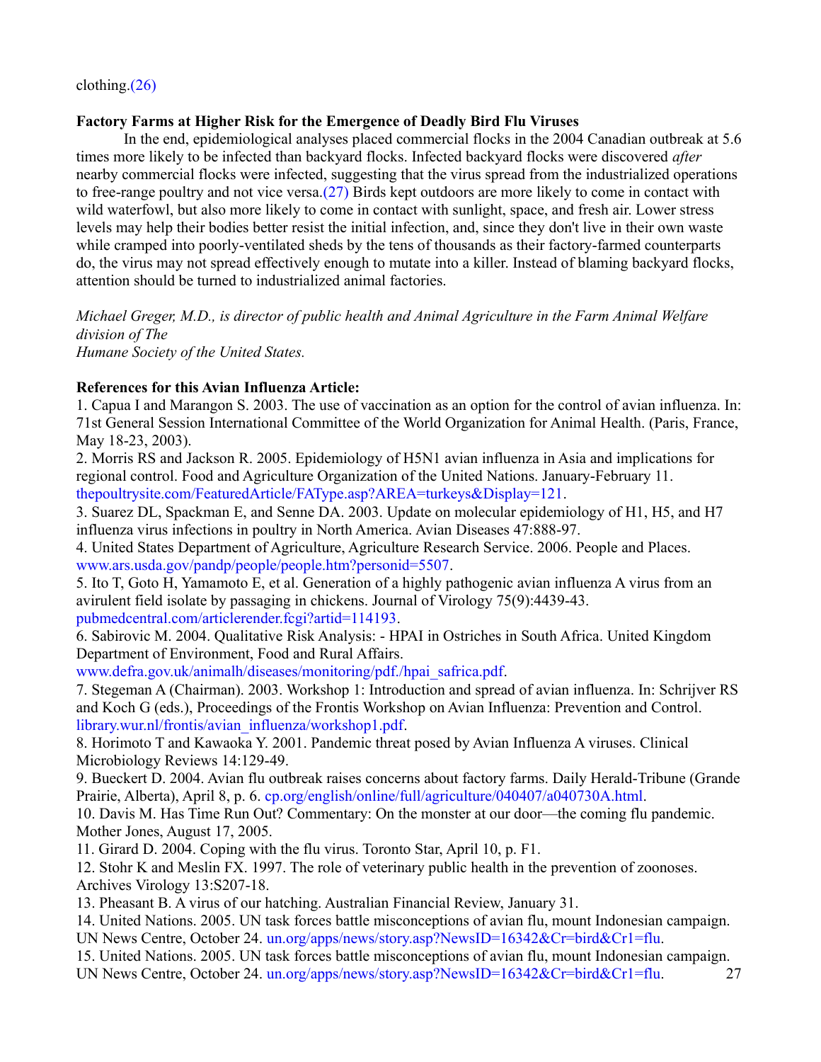clothing.(26)

**Factory Farms at Higher Risk for the Emergence of Deadly Bird Flu Viruses**

In the end, epidemiological analyses placed commercial flocks in the 2004 Canadian outbreak at 5.6 times more likely to be infected than backyard flocks. Infected backyard flocks were discovered *after* nearby commercial flocks were infected, suggesting that the virus spread from the industrialized operations to free-range poultry and not vice versa.(27) Birds kept outdoors are more likely to come in contact with wild waterfowl, but also more likely to come in contact with sunlight, space, and fresh air. Lower stress levels may help their bodies better resist the initial infection, and, since they don't live in their own waste while cramped into poorly-ventilated sheds by the tens of thousands as their factory-farmed counterparts do, the virus may not spread effectively enough to mutate into a killer. Instead of blaming backyard flocks, attention should be turned to industrialized animal factories.

*Michael Greger, M.D., is director of public health and Animal Agriculture in the Farm Animal Welfare division of The Humane Society of the United States.*

**References for this Avian Influenza Article:**

1. Capua I and Marangon S. 2003. The use of vaccination as an option for the control of avian influenza. In: 71st General Session International Committee of the World Organization for Animal Health. (Paris, France, May 18-23, 2003).
2. Morris RS and Jackson R. 2005. Epidemiology of H5N1 avian influenza in Asia and implications for regional control. Food and Agriculture Organization of the United Nations. January-February 11. thepoultrysite.com/FeaturedArticle/FAType.asp?AREA=turkeys&Display=121.
3. Suarez DL, Spackman E, and Senne DA. 2003. Update on molecular epidemiology of H1, H5, and H7 influenza virus infections in poultry in North America. Avian Diseases 47:888-97.
4. United States Department of Agriculture, Agriculture Research Service. 2006. People and Places. www.ars.usda.gov/pandp/people/people.htm?personid=5507.
5. Ito T, Goto H, Yamamoto E, et al. Generation of a highly pathogenic avian influenza A virus from an avirulent field isolate by passaging in chickens. Journal of Virology 75(9):4439-43. pubmedcentral.com/articlerender.fcgi?artid=114193.
6. Sabirovic M. 2004. Qualitative Risk Analysis: - HPAI in Ostriches in South Africa. United Kingdom Department of Environment, Food and Rural Affairs. www.defra.gov.uk/animalh/diseases/monitoring/pdf./hpai_safrica.pdf.
7. Stegeman A (Chairman). 2003. Workshop 1: Introduction and spread of avian influenza. In: Schrijver RS and Koch G (eds.), Proceedings of the Frontis Workshop on Avian Influenza: Prevention and Control. library.wur.nl/frontis/avian_influenza/workshop1.pdf.
8. Horimoto T and Kawaoka Y. 2001. Pandemic threat posed by Avian Influenza A viruses. Clinical Microbiology Reviews 14:129-49.
9. Bueckert D. 2004. Avian flu outbreak raises concerns about factory farms. Daily Herald-Tribune (Grande Prairie, Alberta), April 8, p. 6. cp.org/english/online/full/agriculture/040407/a040730A.html.
10. Davis M. Has Time Run Out? Commentary: On the monster at our door—the coming flu pandemic. Mother Jones, August 17, 2005.
11. Girard D. 2004. Coping with the flu virus. Toronto Star, April 10, p. F1.
12. Stohr K and Meslin FX. 1997. The role of veterinary public health in the prevention of zoonoses. Archives Virology 13:S207-18.
13. Pheasant B. A virus of our hatching. Australian Financial Review, January 31.
14. United Nations. 2005. UN task forces battle misconceptions of avian flu, mount Indonesian campaign. UN News Centre, October 24. un.org/apps/news/story.asp?NewsID=16342&Cr=bird&Cr1=flu.
15. United Nations. 2005. UN task forces battle misconceptions of avian flu, mount Indonesian campaign. UN News Centre, October 24. un.org/apps/news/story.asp?NewsID=16342&Cr=bird&Cr1=flu.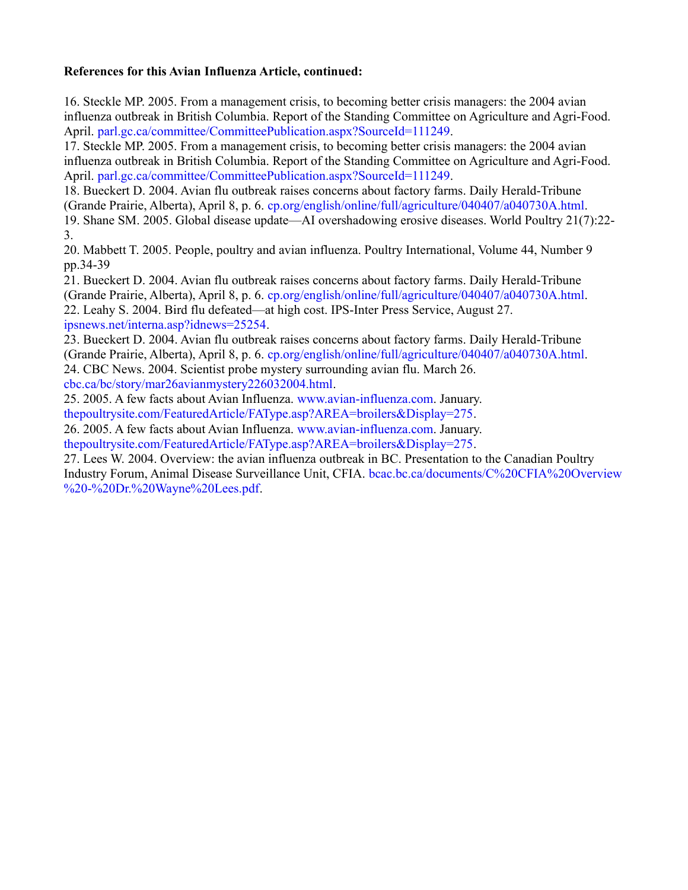**References for this Avian Influenza Article, continued:**

16. Steckle MP. 2005. From a management crisis, to becoming better crisis managers: the 2004 avian influenza outbreak in British Columbia. Report of the Standing Committee on Agriculture and Agri-Food. April. parl.gc.ca/committee/CommitteePublication.aspx?SourceId=111249.
17. Steckle MP. 2005. From a management crisis, to becoming better crisis managers: the 2004 avian influenza outbreak in British Columbia. Report of the Standing Committee on Agriculture and Agri-Food. April. parl.gc.ca/committee/CommitteePublication.aspx?SourceId=111249.
18. Bueckert D. 2004. Avian flu outbreak raises concerns about factory farms. Daily Herald-Tribune (Grande Prairie, Alberta), April 8, p. 6. cp.org/english/online/full/agriculture/040407/a040730A.html.
19. Shane SM. 2005. Global disease update—AI overshadowing erosive diseases. World Poultry 21(7):22-3.
20. Mabbett T. 2005. People, poultry and avian influenza. Poultry International, Volume 44, Number 9 pp.34-39
21. Bueckert D. 2004. Avian flu outbreak raises concerns about factory farms. Daily Herald-Tribune (Grande Prairie, Alberta), April 8, p. 6. cp.org/english/online/full/agriculture/040407/a040730A.html.
22. Leahy S. 2004. Bird flu defeated—at high cost. IPS-Inter Press Service, August 27. ipsnews.net/interna.asp?idnews=25254.
23. Bueckert D. 2004. Avian flu outbreak raises concerns about factory farms. Daily Herald-Tribune (Grande Prairie, Alberta), April 8, p. 6. cp.org/english/online/full/agriculture/040407/a040730A.html.
24. CBC News. 2004. Scientist probe mystery surrounding avian flu. March 26. cbc.ca/bc/story/mar26avianmystery226032004.html.
25. 2005. A few facts about Avian Influenza. www.avian-influenza.com. January. thepoultrysite.com/FeaturedArticle/FAType.asp?AREA=broilers&Display=275.
26. 2005. A few facts about Avian Influenza. www.avian-influenza.com. January. thepoultrysite.com/FeaturedArticle/FAType.asp?AREA=broilers&Display=275.
27. Lees W. 2004. Overview: the avian influenza outbreak in BC. Presentation to the Canadian Poultry Industry Forum, Animal Disease Surveillance Unit, CFIA. bcac.bc.ca/documents/C%20CFIA%20Overview%20-%20Dr.%20Wayne%20Lees.pdf.